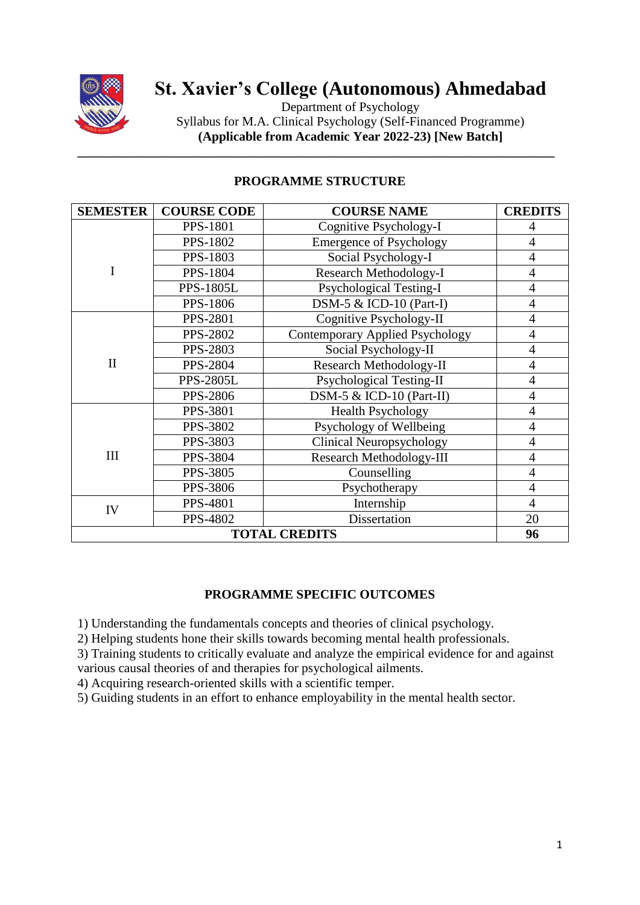# St. Xavier's College (Autonomous) Ahmedabad

Department of Psychology

Syllabus for M.A. Clinical Psychology (Self-Financed Programme)

**(Applicable from Academic Year 2022-23) [New Batch]**

## PROGRAMME STRUCTURE

| SEMESTER | COURSE CODE | COURSE NAME | CREDITS |
|---|---|---|---|
| I | PPS-1801 | Cognitive Psychology-I | 4 |
| | PPS-1802 | Emergence of Psychology | 4 |
| | PPS-1803 | Social Psychology-I | 4 |
| | PPS-1804 | Research Methodology-I | 4 |
| | PPS-1805L | Psychological Testing-I | 4 |
| | PPS-1806 | DSM-5 & ICD-10 (Part-I) | 4 |
| II | PPS-2801 | Cognitive Psychology-II | 4 |
| | PPS-2802 | Contemporary Applied Psychology | 4 |
| | PPS-2803 | Social Psychology-II | 4 |
| | PPS-2804 | Research Methodology-II | 4 |
| | PPS-2805L | Psychological Testing-II | 4 |
| | PPS-2806 | DSM-5 & ICD-10 (Part-II) | 4 |
| III | PPS-3801 | Health Psychology | 4 |
| | PPS-3802 | Psychology of Wellbeing | 4 |
| | PPS-3803 | Clinical Neuropsychology | 4 |
| | PPS-3804 | Research Methodology-III | 4 |
| | PPS-3805 | Counselling | 4 |
| | PPS-3806 | Psychotherapy | 4 |
| IV | PPS-4801 | Internship | 4 |
| | PPS-4802 | Dissertation | 20 |
| **TOTAL CREDITS** | | | **96** |

## PROGRAMME SPECIFIC OUTCOMES

1) Understanding the fundamentals concepts and theories of clinical psychology.
2) Helping students hone their skills towards becoming mental health professionals.
3) Training students to critically evaluate and analyze the empirical evidence for and against various causal theories of and therapies for psychological ailments.
4) Acquiring research-oriented skills with a scientific temper.
5) Guiding students in an effort to enhance employability in the mental health sector.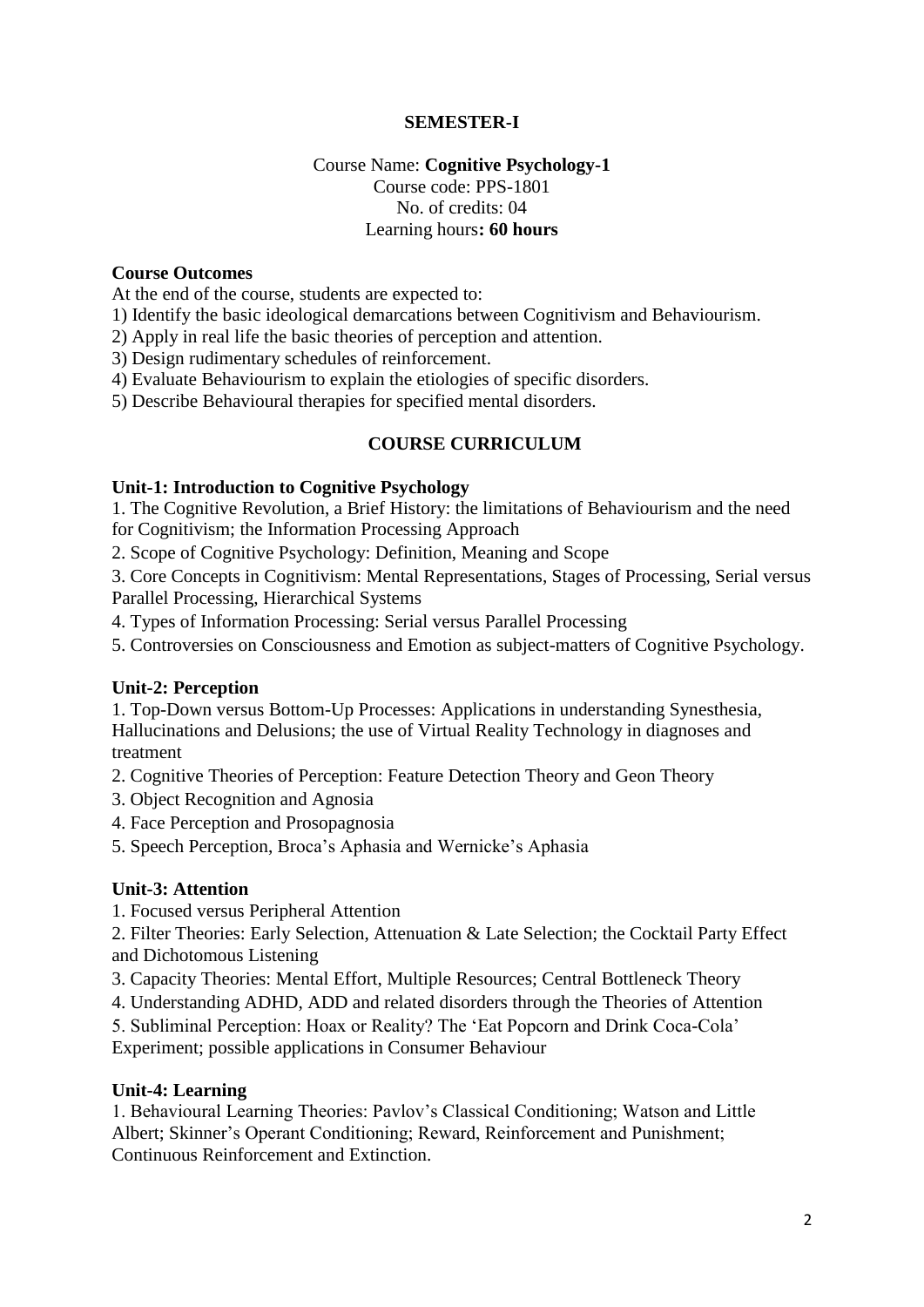## SEMESTER-I

Course Name: **Cognitive Psychology-1**
Course code: PPS-1801
No. of credits: 04
Learning hours**: 60 hours**

### Course Outcomes

At the end of the course, students are expected to:

1) Identify the basic ideological demarcations between Cognitivism and Behaviourism.
2) Apply in real life the basic theories of perception and attention.
3) Design rudimentary schedules of reinforcement.
4) Evaluate Behaviourism to explain the etiologies of specific disorders.
5) Describe Behavioural therapies for specified mental disorders.

### COURSE CURRICULUM

**Unit-1: Introduction to Cognitive Psychology**

1. The Cognitive Revolution, a Brief History: the limitations of Behaviourism and the need for Cognitivism; the Information Processing Approach
2. Scope of Cognitive Psychology: Definition, Meaning and Scope
3. Core Concepts in Cognitivism: Mental Representations, Stages of Processing, Serial versus Parallel Processing, Hierarchical Systems
4. Types of Information Processing: Serial versus Parallel Processing
5. Controversies on Consciousness and Emotion as subject-matters of Cognitive Psychology.

**Unit-2: Perception**

1. Top-Down versus Bottom-Up Processes: Applications in understanding Synesthesia, Hallucinations and Delusions; the use of Virtual Reality Technology in diagnoses and treatment
2. Cognitive Theories of Perception: Feature Detection Theory and Geon Theory
3. Object Recognition and Agnosia
4. Face Perception and Prosopagnosia
5. Speech Perception, Broca's Aphasia and Wernicke's Aphasia

**Unit-3: Attention**

1. Focused versus Peripheral Attention
2. Filter Theories: Early Selection, Attenuation & Late Selection; the Cocktail Party Effect and Dichotomous Listening
3. Capacity Theories: Mental Effort, Multiple Resources; Central Bottleneck Theory
4. Understanding ADHD, ADD and related disorders through the Theories of Attention
5. Subliminal Perception: Hoax or Reality? The 'Eat Popcorn and Drink Coca-Cola' Experiment; possible applications in Consumer Behaviour

**Unit-4: Learning**

1. Behavioural Learning Theories: Pavlov's Classical Conditioning; Watson and Little Albert; Skinner's Operant Conditioning; Reward, Reinforcement and Punishment; Continuous Reinforcement and Extinction.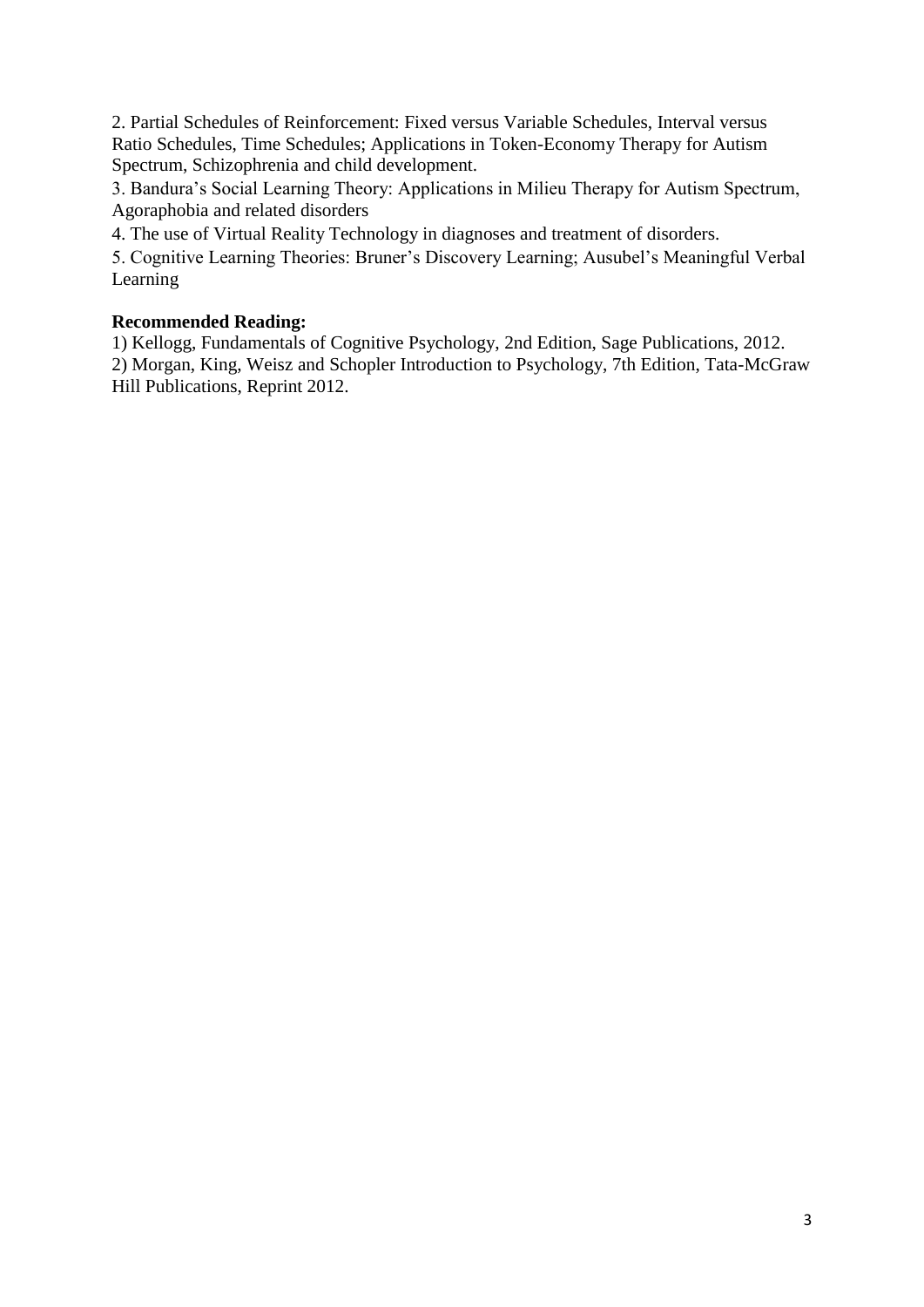2. Partial Schedules of Reinforcement: Fixed versus Variable Schedules, Interval versus Ratio Schedules, Time Schedules; Applications in Token-Economy Therapy for Autism Spectrum, Schizophrenia and child development.

3. Bandura's Social Learning Theory: Applications in Milieu Therapy for Autism Spectrum, Agoraphobia and related disorders

4. The use of Virtual Reality Technology in diagnoses and treatment of disorders.

5. Cognitive Learning Theories: Bruner's Discovery Learning; Ausubel's Meaningful Verbal Learning

**Recommended Reading:**

1) Kellogg, Fundamentals of Cognitive Psychology, 2nd Edition, Sage Publications, 2012.

2) Morgan, King, Weisz and Schopler Introduction to Psychology, 7th Edition, Tata-McGraw Hill Publications, Reprint 2012.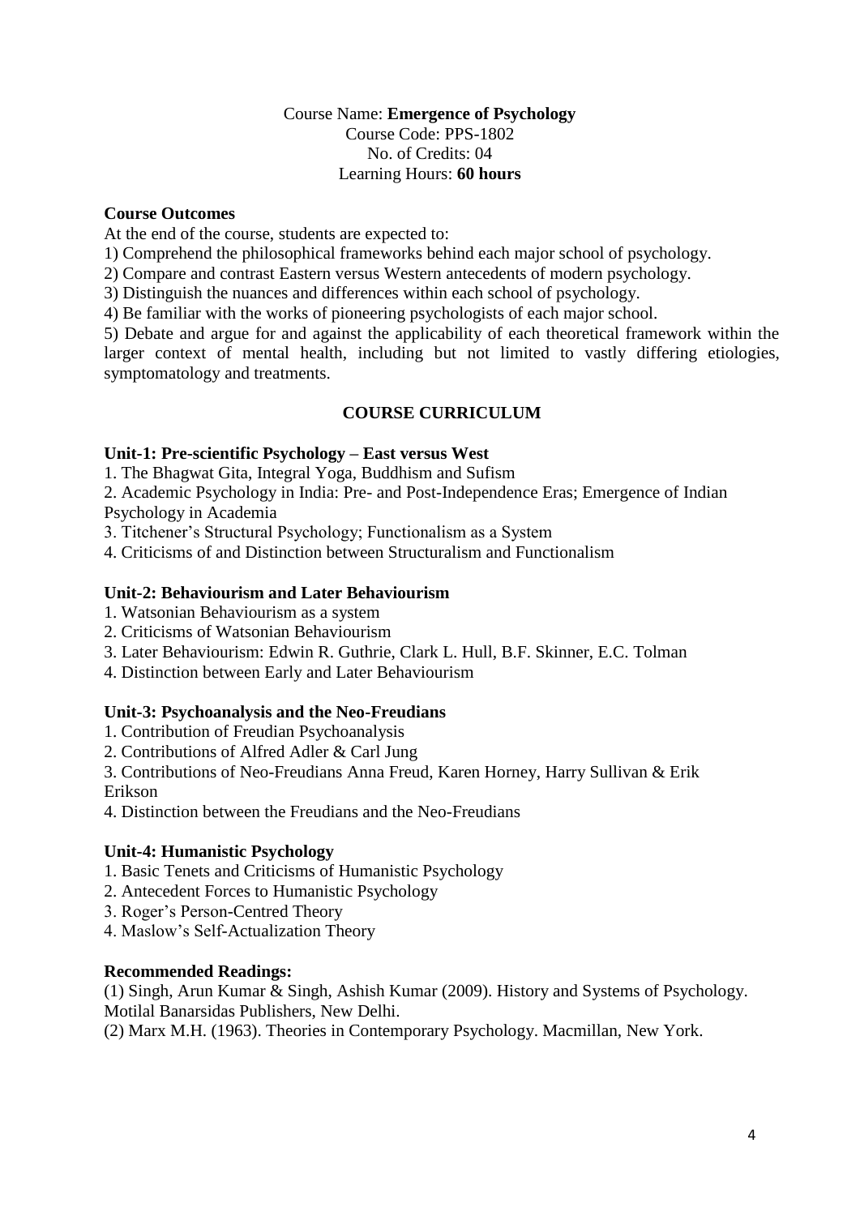Course Name: **Emergence of Psychology**
Course Code: PPS-1802
No. of Credits: 04
Learning Hours: **60 hours**

**Course Outcomes**

At the end of the course, students are expected to:

1) Comprehend the philosophical frameworks behind each major school of psychology.
2) Compare and contrast Eastern versus Western antecedents of modern psychology.
3) Distinguish the nuances and differences within each school of psychology.
4) Be familiar with the works of pioneering psychologists of each major school.
5) Debate and argue for and against the applicability of each theoretical framework within the larger context of mental health, including but not limited to vastly differing etiologies, symptomatology and treatments.

## COURSE CURRICULUM

**Unit-1: Pre-scientific Psychology – East versus West**

1. The Bhagwat Gita, Integral Yoga, Buddhism and Sufism
2. Academic Psychology in India: Pre- and Post-Independence Eras; Emergence of Indian Psychology in Academia
3. Titchener's Structural Psychology; Functionalism as a System
4. Criticisms of and Distinction between Structuralism and Functionalism

**Unit-2: Behaviourism and Later Behaviourism**

1. Watsonian Behaviourism as a system
2. Criticisms of Watsonian Behaviourism
3. Later Behaviourism: Edwin R. Guthrie, Clark L. Hull, B.F. Skinner, E.C. Tolman
4. Distinction between Early and Later Behaviourism

**Unit-3: Psychoanalysis and the Neo-Freudians**

1. Contribution of Freudian Psychoanalysis
2. Contributions of Alfred Adler & Carl Jung
3. Contributions of Neo-Freudians Anna Freud, Karen Horney, Harry Sullivan & Erik Erikson
4. Distinction between the Freudians and the Neo-Freudians

**Unit-4: Humanistic Psychology**

1. Basic Tenets and Criticisms of Humanistic Psychology
2. Antecedent Forces to Humanistic Psychology
3. Roger's Person-Centred Theory
4. Maslow's Self-Actualization Theory

**Recommended Readings:**

(1) Singh, Arun Kumar & Singh, Ashish Kumar (2009). History and Systems of Psychology. Motilal Banarsidas Publishers, New Delhi.
(2) Marx M.H. (1963). Theories in Contemporary Psychology. Macmillan, New York.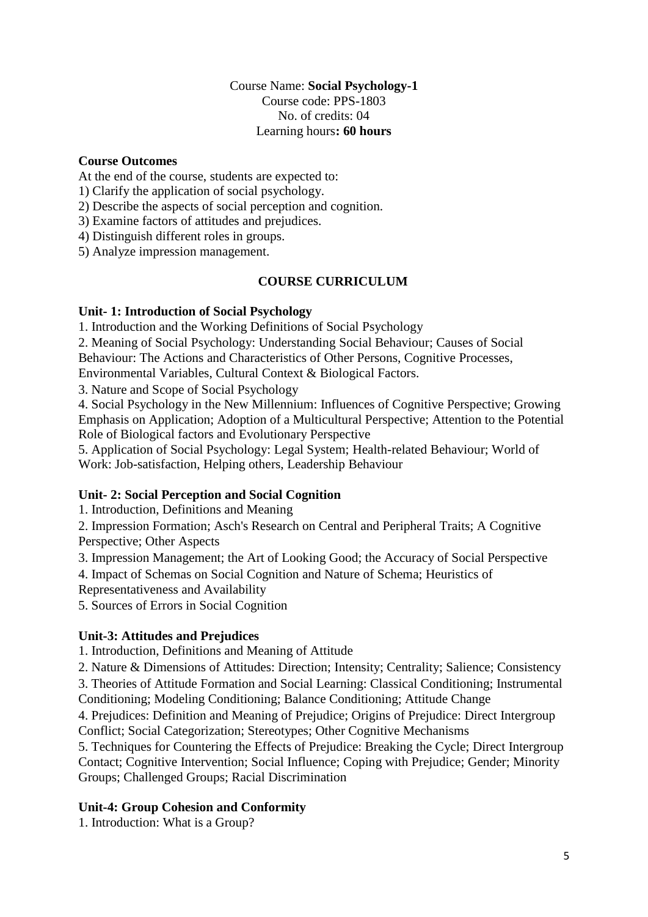Course Name: **Social Psychology-1**
Course code: PPS-1803
No. of credits: 04
Learning hours**: 60 hours**

**Course Outcomes**

At the end of the course, students are expected to:

1) Clarify the application of social psychology.
2) Describe the aspects of social perception and cognition.
3) Examine factors of attitudes and prejudices.
4) Distinguish different roles in groups.
5) Analyze impression management.

## COURSE CURRICULUM

**Unit- 1: Introduction of Social Psychology**

1. Introduction and the Working Definitions of Social Psychology
2. Meaning of Social Psychology: Understanding Social Behaviour; Causes of Social Behaviour: The Actions and Characteristics of Other Persons, Cognitive Processes, Environmental Variables, Cultural Context & Biological Factors.
3. Nature and Scope of Social Psychology
4. Social Psychology in the New Millennium: Influences of Cognitive Perspective; Growing Emphasis on Application; Adoption of a Multicultural Perspective; Attention to the Potential Role of Biological factors and Evolutionary Perspective
5. Application of Social Psychology: Legal System; Health-related Behaviour; World of Work: Job-satisfaction, Helping others, Leadership Behaviour

**Unit- 2: Social Perception and Social Cognition**

1. Introduction, Definitions and Meaning
2. Impression Formation; Asch's Research on Central and Peripheral Traits; A Cognitive Perspective; Other Aspects
3. Impression Management; the Art of Looking Good; the Accuracy of Social Perspective
4. Impact of Schemas on Social Cognition and Nature of Schema; Heuristics of Representativeness and Availability
5. Sources of Errors in Social Cognition

**Unit-3: Attitudes and Prejudices**

1. Introduction, Definitions and Meaning of Attitude
2. Nature & Dimensions of Attitudes: Direction; Intensity; Centrality; Salience; Consistency
3. Theories of Attitude Formation and Social Learning: Classical Conditioning; Instrumental Conditioning; Modeling Conditioning; Balance Conditioning; Attitude Change
4. Prejudices: Definition and Meaning of Prejudice; Origins of Prejudice: Direct Intergroup Conflict; Social Categorization; Stereotypes; Other Cognitive Mechanisms
5. Techniques for Countering the Effects of Prejudice: Breaking the Cycle; Direct Intergroup Contact; Cognitive Intervention; Social Influence; Coping with Prejudice; Gender; Minority Groups; Challenged Groups; Racial Discrimination

**Unit-4: Group Cohesion and Conformity**

1. Introduction: What is a Group?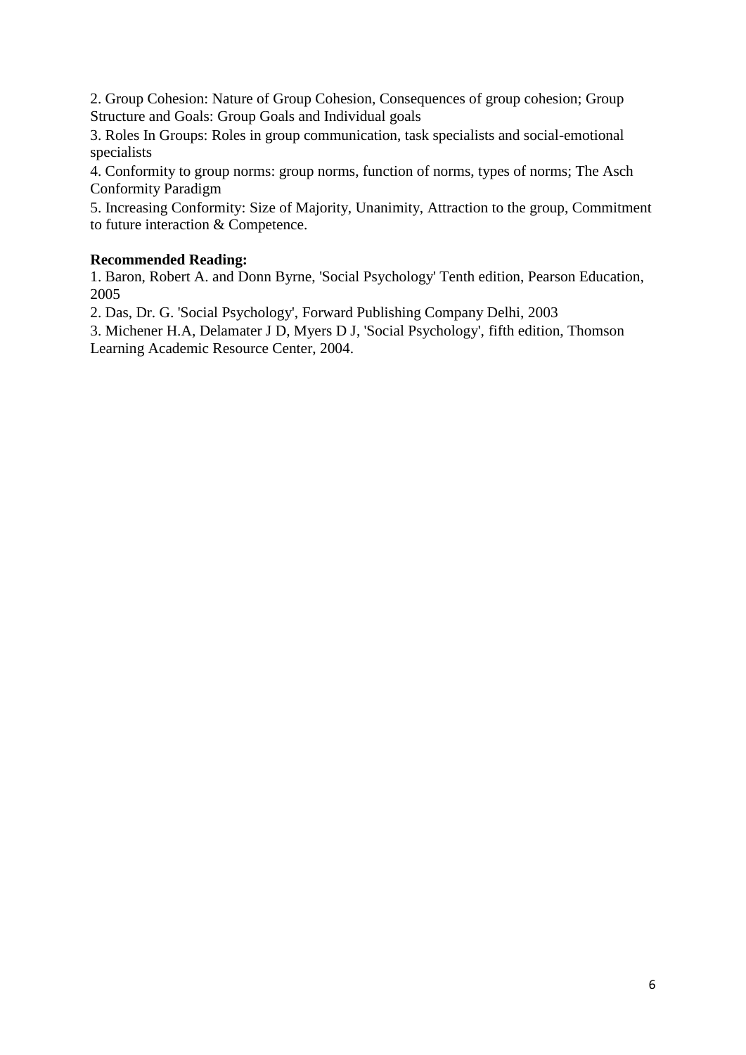2. Group Cohesion: Nature of Group Cohesion, Consequences of group cohesion; Group Structure and Goals: Group Goals and Individual goals

3. Roles In Groups: Roles in group communication, task specialists and social-emotional specialists

4. Conformity to group norms: group norms, function of norms, types of norms; The Asch Conformity Paradigm

5. Increasing Conformity: Size of Majority, Unanimity, Attraction to the group, Commitment to future interaction & Competence.

**Recommended Reading:**

1. Baron, Robert A. and Donn Byrne, 'Social Psychology' Tenth edition, Pearson Education, 2005
2. Das, Dr. G. 'Social Psychology', Forward Publishing Company Delhi, 2003
3. Michener H.A, Delamater J D, Myers D J, 'Social Psychology', fifth edition, Thomson Learning Academic Resource Center, 2004.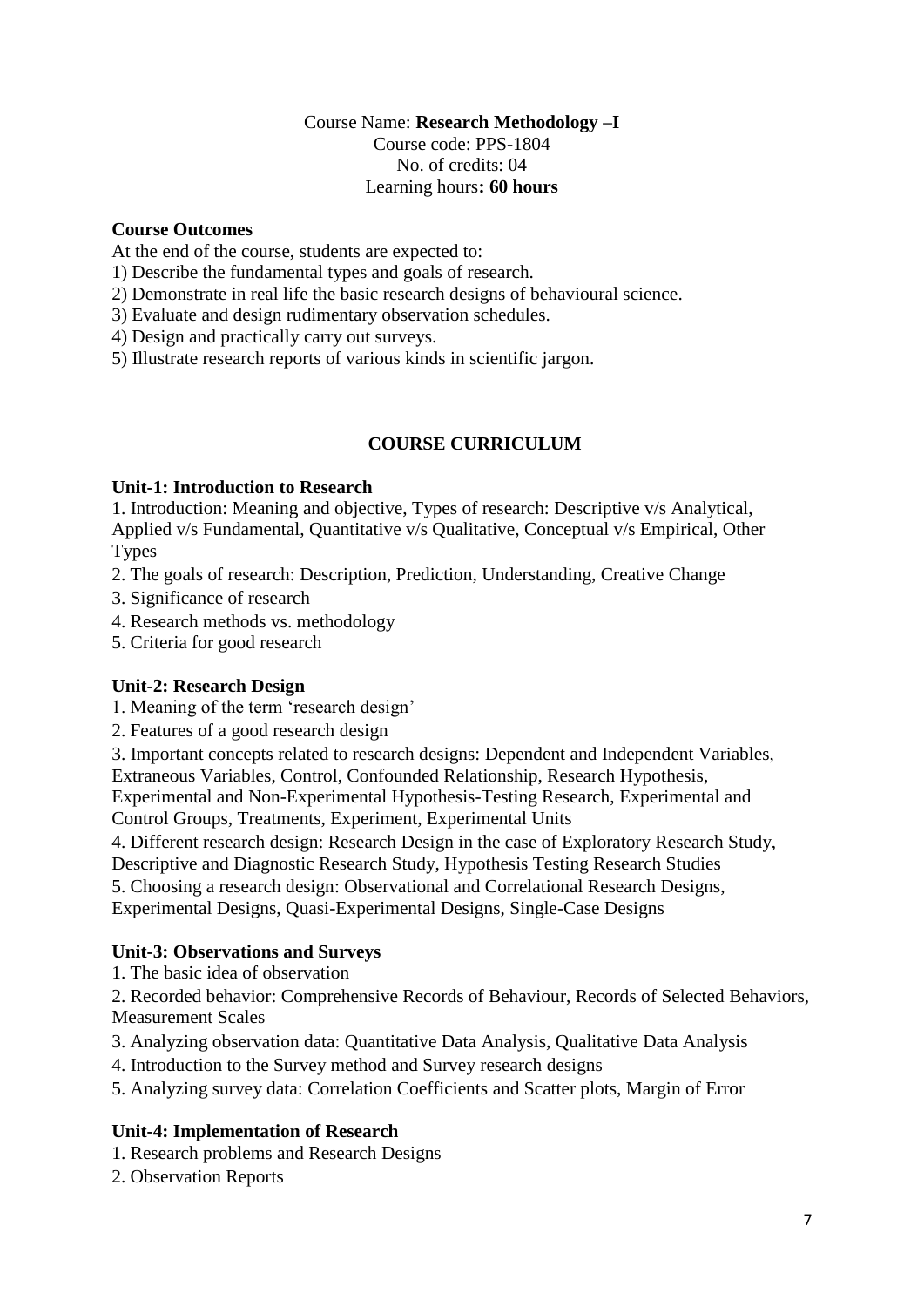Course Name: **Research Methodology –I**
Course code: PPS-1804
No. of credits: 04
Learning hours**: 60 hours**

**Course Outcomes**

At the end of the course, students are expected to:

1) Describe the fundamental types and goals of research.
2) Demonstrate in real life the basic research designs of behavioural science.
3) Evaluate and design rudimentary observation schedules.
4) Design and practically carry out surveys.
5) Illustrate research reports of various kinds in scientific jargon.

## COURSE CURRICULUM

**Unit-1: Introduction to Research**

1. Introduction: Meaning and objective, Types of research: Descriptive v/s Analytical, Applied v/s Fundamental, Quantitative v/s Qualitative, Conceptual v/s Empirical, Other Types
2. The goals of research: Description, Prediction, Understanding, Creative Change
3. Significance of research
4. Research methods vs. methodology
5. Criteria for good research

**Unit-2: Research Design**

1. Meaning of the term 'research design'
2. Features of a good research design
3. Important concepts related to research designs: Dependent and Independent Variables, Extraneous Variables, Control, Confounded Relationship, Research Hypothesis, Experimental and Non-Experimental Hypothesis-Testing Research, Experimental and Control Groups, Treatments, Experiment, Experimental Units
4. Different research design: Research Design in the case of Exploratory Research Study, Descriptive and Diagnostic Research Study, Hypothesis Testing Research Studies
5. Choosing a research design: Observational and Correlational Research Designs, Experimental Designs, Quasi-Experimental Designs, Single-Case Designs

**Unit-3: Observations and Surveys**

1. The basic idea of observation
2. Recorded behavior: Comprehensive Records of Behaviour, Records of Selected Behaviors, Measurement Scales
3. Analyzing observation data: Quantitative Data Analysis, Qualitative Data Analysis
4. Introduction to the Survey method and Survey research designs
5. Analyzing survey data: Correlation Coefficients and Scatter plots, Margin of Error

**Unit-4: Implementation of Research**

1. Research problems and Research Designs
2. Observation Reports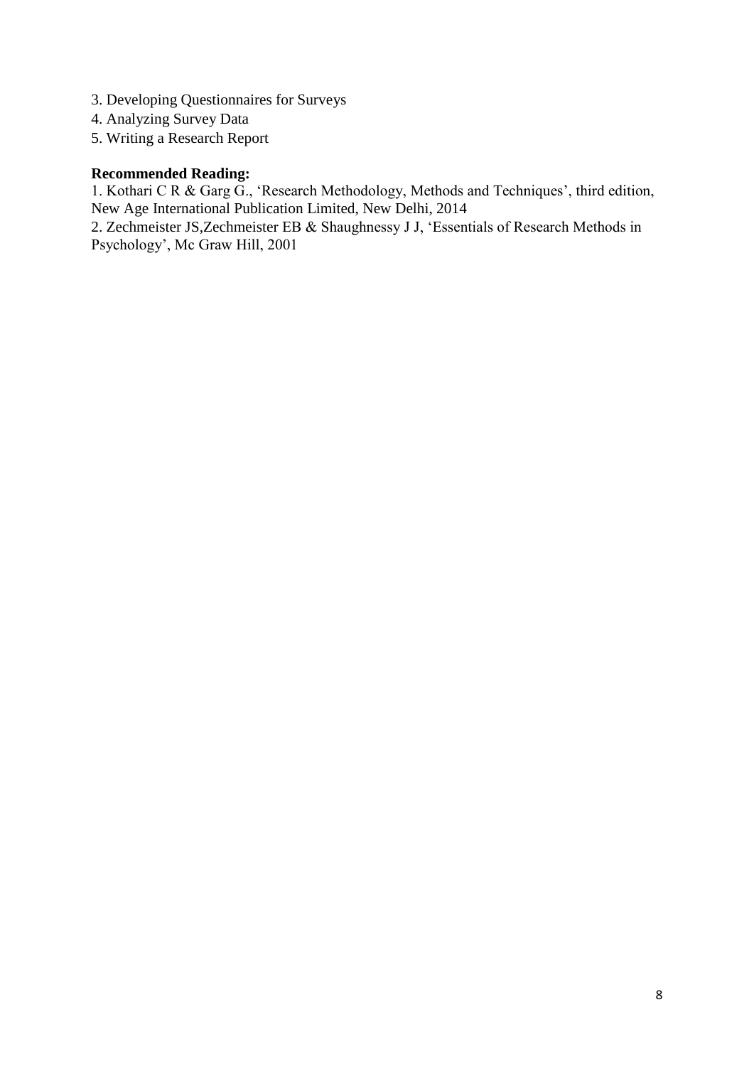3. Developing Questionnaires for Surveys
4. Analyzing Survey Data
5. Writing a Research Report

**Recommended Reading:**

1. Kothari C R & Garg G., 'Research Methodology, Methods and Techniques', third edition, New Age International Publication Limited, New Delhi, 2014
2. Zechmeister JS,Zechmeister EB & Shaughnessy J J, 'Essentials of Research Methods in Psychology', Mc Graw Hill, 2001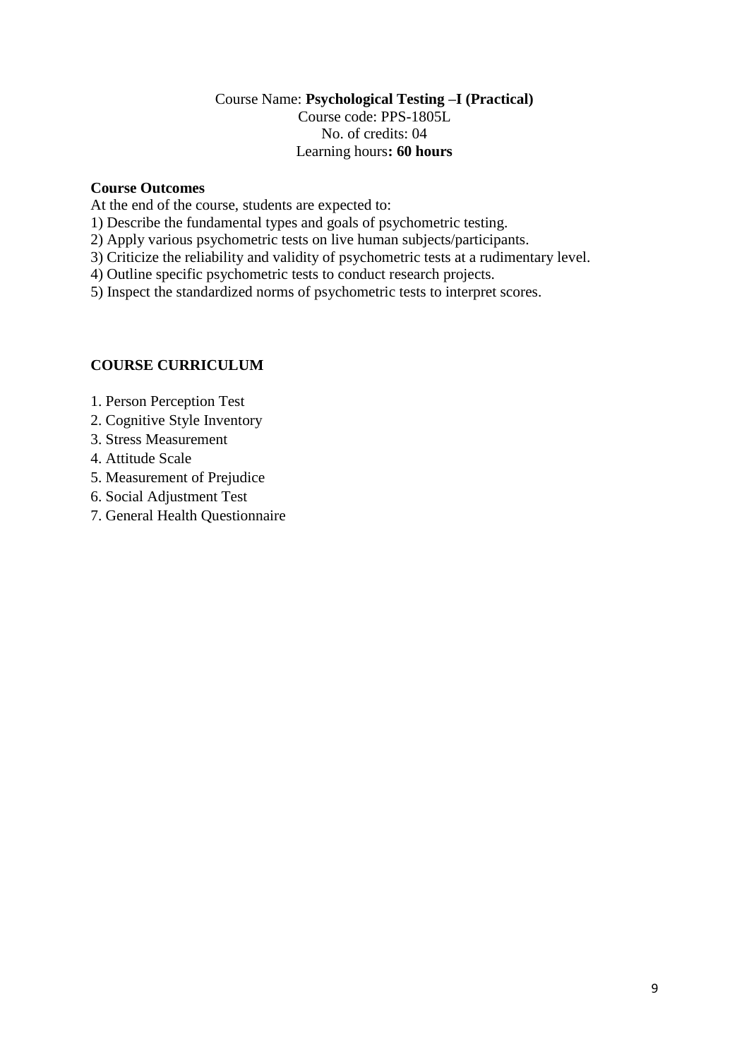Course Name: **Psychological Testing –I (Practical)**
Course code: PPS-1805L
No. of credits: 04
Learning hours**: 60 hours**

**Course Outcomes**

At the end of the course, students are expected to:

1) Describe the fundamental types and goals of psychometric testing.
2) Apply various psychometric tests on live human subjects/participants.
3) Criticize the reliability and validity of psychometric tests at a rudimentary level.
4) Outline specific psychometric tests to conduct research projects.
5) Inspect the standardized norms of psychometric tests to interpret scores.

**COURSE CURRICULUM**

1. Person Perception Test
2. Cognitive Style Inventory
3. Stress Measurement
4. Attitude Scale
5. Measurement of Prejudice
6. Social Adjustment Test
7. General Health Questionnaire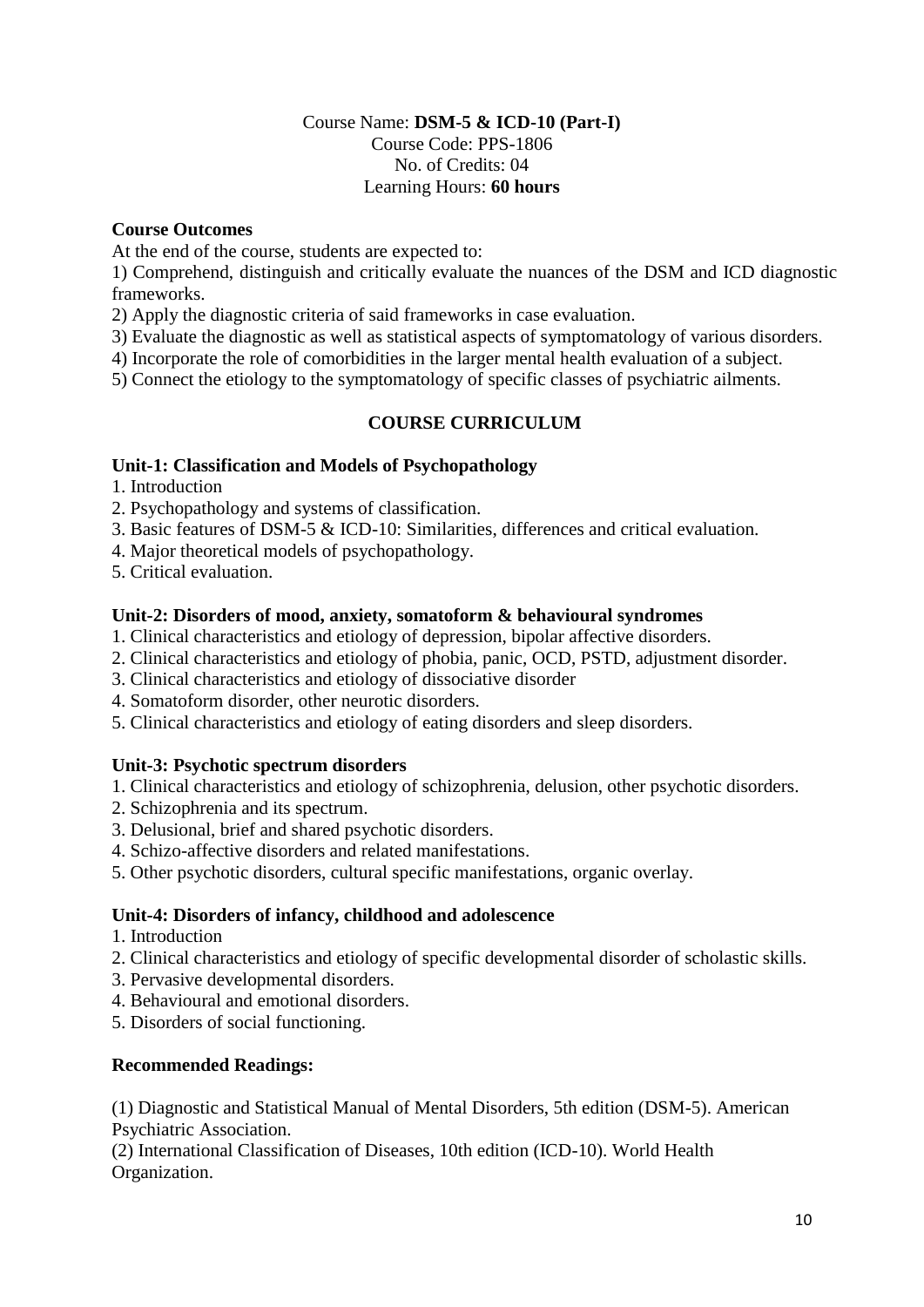Course Name: **DSM-5 & ICD-10 (Part-I)**
Course Code: PPS-1806
No. of Credits: 04
Learning Hours: **60 hours**

**Course Outcomes**

At the end of the course, students are expected to:

1) Comprehend, distinguish and critically evaluate the nuances of the DSM and ICD diagnostic frameworks.
2) Apply the diagnostic criteria of said frameworks in case evaluation.
3) Evaluate the diagnostic as well as statistical aspects of symptomatology of various disorders.
4) Incorporate the role of comorbidities in the larger mental health evaluation of a subject.
5) Connect the etiology to the symptomatology of specific classes of psychiatric ailments.

## COURSE CURRICULUM

**Unit-1: Classification and Models of Psychopathology**

1. Introduction
2. Psychopathology and systems of classification.
3. Basic features of DSM-5 & ICD-10: Similarities, differences and critical evaluation.
4. Major theoretical models of psychopathology.
5. Critical evaluation.

**Unit-2: Disorders of mood, anxiety, somatoform & behavioural syndromes**

1. Clinical characteristics and etiology of depression, bipolar affective disorders.
2. Clinical characteristics and etiology of phobia, panic, OCD, PSTD, adjustment disorder.
3. Clinical characteristics and etiology of dissociative disorder
4. Somatoform disorder, other neurotic disorders.
5. Clinical characteristics and etiology of eating disorders and sleep disorders.

**Unit-3: Psychotic spectrum disorders**

1. Clinical characteristics and etiology of schizophrenia, delusion, other psychotic disorders.
2. Schizophrenia and its spectrum.
3. Delusional, brief and shared psychotic disorders.
4. Schizo-affective disorders and related manifestations.
5. Other psychotic disorders, cultural specific manifestations, organic overlay.

**Unit-4: Disorders of infancy, childhood and adolescence**

1. Introduction
2. Clinical characteristics and etiology of specific developmental disorder of scholastic skills.
3. Pervasive developmental disorders.
4. Behavioural and emotional disorders.
5. Disorders of social functioning.

**Recommended Readings:**

(1) Diagnostic and Statistical Manual of Mental Disorders, 5th edition (DSM-5). American Psychiatric Association.

(2) International Classification of Diseases, 10th edition (ICD-10). World Health Organization.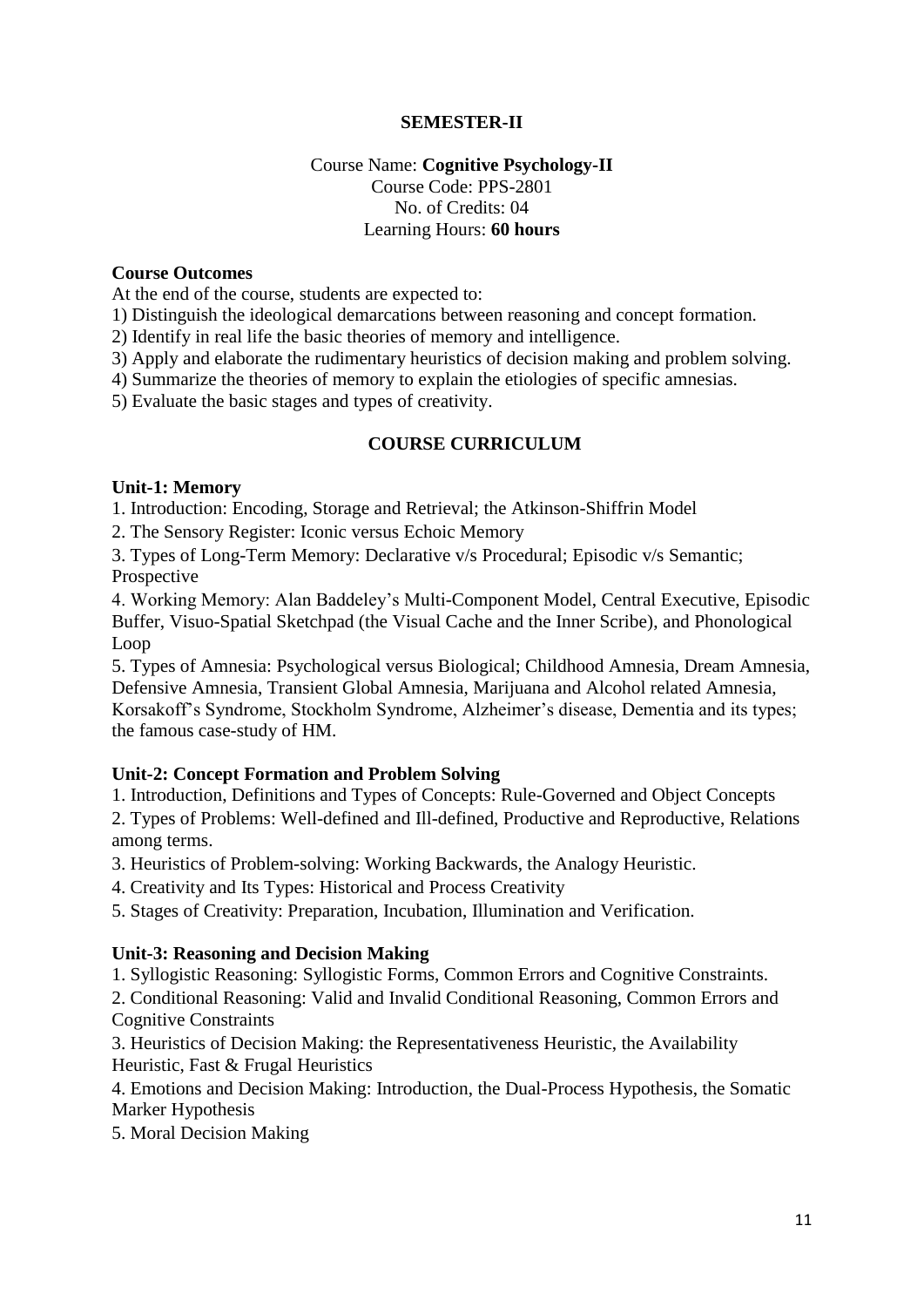## SEMESTER-II

Course Name: **Cognitive Psychology-II**
Course Code: PPS-2801
No. of Credits: 04
Learning Hours: **60 hours**

**Course Outcomes**

At the end of the course, students are expected to:

1) Distinguish the ideological demarcations between reasoning and concept formation.
2) Identify in real life the basic theories of memory and intelligence.
3) Apply and elaborate the rudimentary heuristics of decision making and problem solving.
4) Summarize the theories of memory to explain the etiologies of specific amnesias.
5) Evaluate the basic stages and types of creativity.

### COURSE CURRICULUM

**Unit-1: Memory**

1. Introduction: Encoding, Storage and Retrieval; the Atkinson-Shiffrin Model
2. The Sensory Register: Iconic versus Echoic Memory
3. Types of Long-Term Memory: Declarative v/s Procedural; Episodic v/s Semantic; Prospective
4. Working Memory: Alan Baddeley's Multi-Component Model, Central Executive, Episodic Buffer, Visuo-Spatial Sketchpad (the Visual Cache and the Inner Scribe), and Phonological Loop
5. Types of Amnesia: Psychological versus Biological; Childhood Amnesia, Dream Amnesia, Defensive Amnesia, Transient Global Amnesia, Marijuana and Alcohol related Amnesia, Korsakoff's Syndrome, Stockholm Syndrome, Alzheimer's disease, Dementia and its types; the famous case-study of HM.

**Unit-2: Concept Formation and Problem Solving**

1. Introduction, Definitions and Types of Concepts: Rule-Governed and Object Concepts
2. Types of Problems: Well-defined and Ill-defined, Productive and Reproductive, Relations among terms.
3. Heuristics of Problem-solving: Working Backwards, the Analogy Heuristic.
4. Creativity and Its Types: Historical and Process Creativity
5. Stages of Creativity: Preparation, Incubation, Illumination and Verification.

**Unit-3: Reasoning and Decision Making**

1. Syllogistic Reasoning: Syllogistic Forms, Common Errors and Cognitive Constraints.
2. Conditional Reasoning: Valid and Invalid Conditional Reasoning, Common Errors and Cognitive Constraints
3. Heuristics of Decision Making: the Representativeness Heuristic, the Availability Heuristic, Fast & Frugal Heuristics
4. Emotions and Decision Making: Introduction, the Dual-Process Hypothesis, the Somatic Marker Hypothesis
5. Moral Decision Making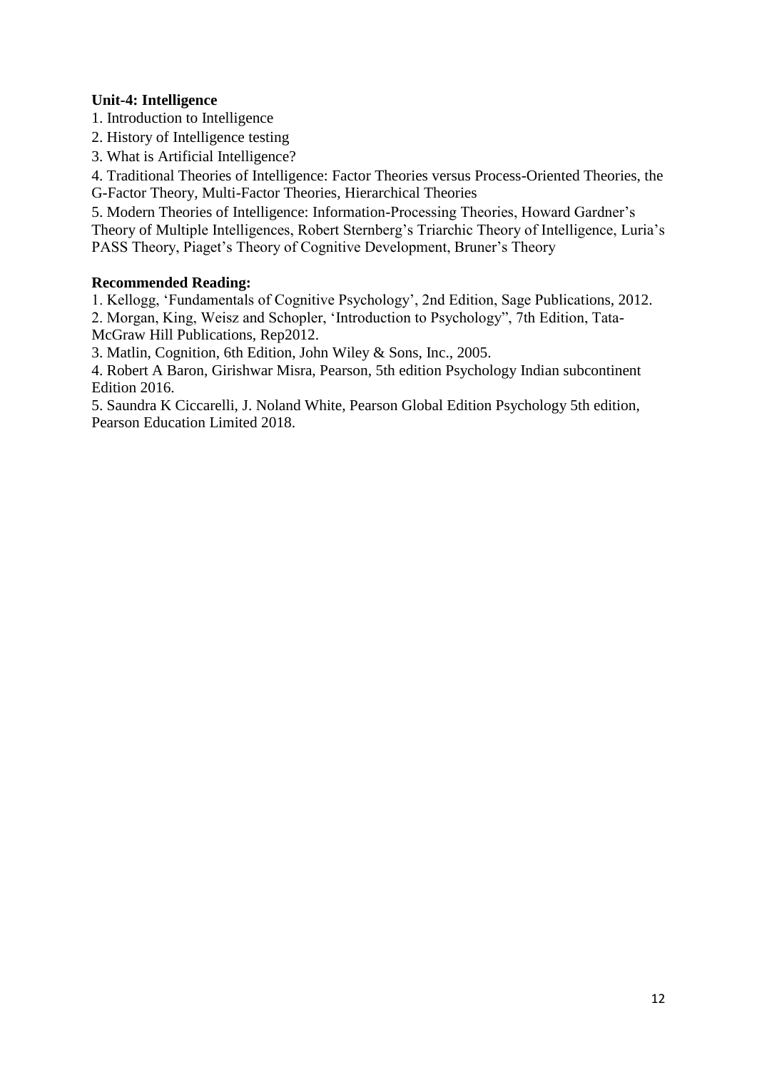**Unit-4: Intelligence**

1. Introduction to Intelligence
2. History of Intelligence testing
3. What is Artificial Intelligence?
4. Traditional Theories of Intelligence: Factor Theories versus Process-Oriented Theories, the G-Factor Theory, Multi-Factor Theories, Hierarchical Theories
5. Modern Theories of Intelligence: Information-Processing Theories, Howard Gardner's Theory of Multiple Intelligences, Robert Sternberg's Triarchic Theory of Intelligence, Luria's PASS Theory, Piaget's Theory of Cognitive Development, Bruner's Theory

**Recommended Reading:**

1. Kellogg, 'Fundamentals of Cognitive Psychology', 2nd Edition, Sage Publications, 2012.
2. Morgan, King, Weisz and Schopler, 'Introduction to Psychology", 7th Edition, Tata-McGraw Hill Publications, Rep2012.
3. Matlin, Cognition, 6th Edition, John Wiley & Sons, Inc., 2005.
4. Robert A Baron, Girishwar Misra, Pearson, 5th edition Psychology Indian subcontinent Edition 2016.
5. Saundra K Ciccarelli, J. Noland White, Pearson Global Edition Psychology 5th edition, Pearson Education Limited 2018.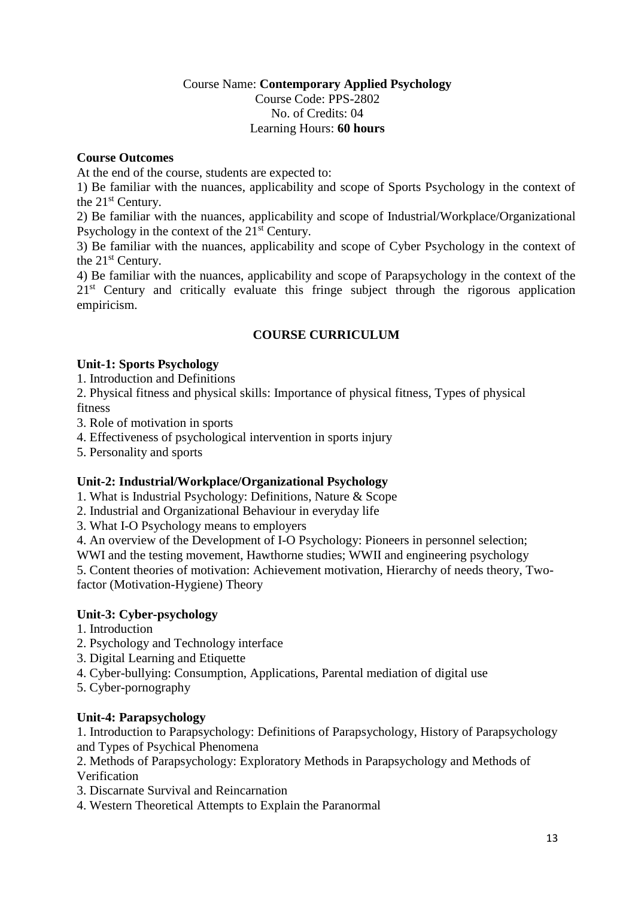Course Name: **Contemporary Applied Psychology**
Course Code: PPS-2802
No. of Credits: 04
Learning Hours: **60 hours**

**Course Outcomes**

At the end of the course, students are expected to:

1) Be familiar with the nuances, applicability and scope of Sports Psychology in the context of the 21st Century.
2) Be familiar with the nuances, applicability and scope of Industrial/Workplace/Organizational Psychology in the context of the 21st Century.
3) Be familiar with the nuances, applicability and scope of Cyber Psychology in the context of the 21st Century.
4) Be familiar with the nuances, applicability and scope of Parapsychology in the context of the 21st Century and critically evaluate this fringe subject through the rigorous application empiricism.

## COURSE CURRICULUM

**Unit-1: Sports Psychology**

1. Introduction and Definitions
2. Physical fitness and physical skills: Importance of physical fitness, Types of physical fitness
3. Role of motivation in sports
4. Effectiveness of psychological intervention in sports injury
5. Personality and sports

**Unit-2: Industrial/Workplace/Organizational Psychology**

1. What is Industrial Psychology: Definitions, Nature & Scope
2. Industrial and Organizational Behaviour in everyday life
3. What I-O Psychology means to employers
4. An overview of the Development of I-O Psychology: Pioneers in personnel selection; WWI and the testing movement, Hawthorne studies; WWII and engineering psychology
5. Content theories of motivation: Achievement motivation, Hierarchy of needs theory, Two-factor (Motivation-Hygiene) Theory

**Unit-3: Cyber-psychology**

1. Introduction
2. Psychology and Technology interface
3. Digital Learning and Etiquette
4. Cyber-bullying: Consumption, Applications, Parental mediation of digital use
5. Cyber-pornography

**Unit-4: Parapsychology**

1. Introduction to Parapsychology: Definitions of Parapsychology, History of Parapsychology and Types of Psychical Phenomena
2. Methods of Parapsychology: Exploratory Methods in Parapsychology and Methods of Verification
3. Discarnate Survival and Reincarnation
4. Western Theoretical Attempts to Explain the Paranormal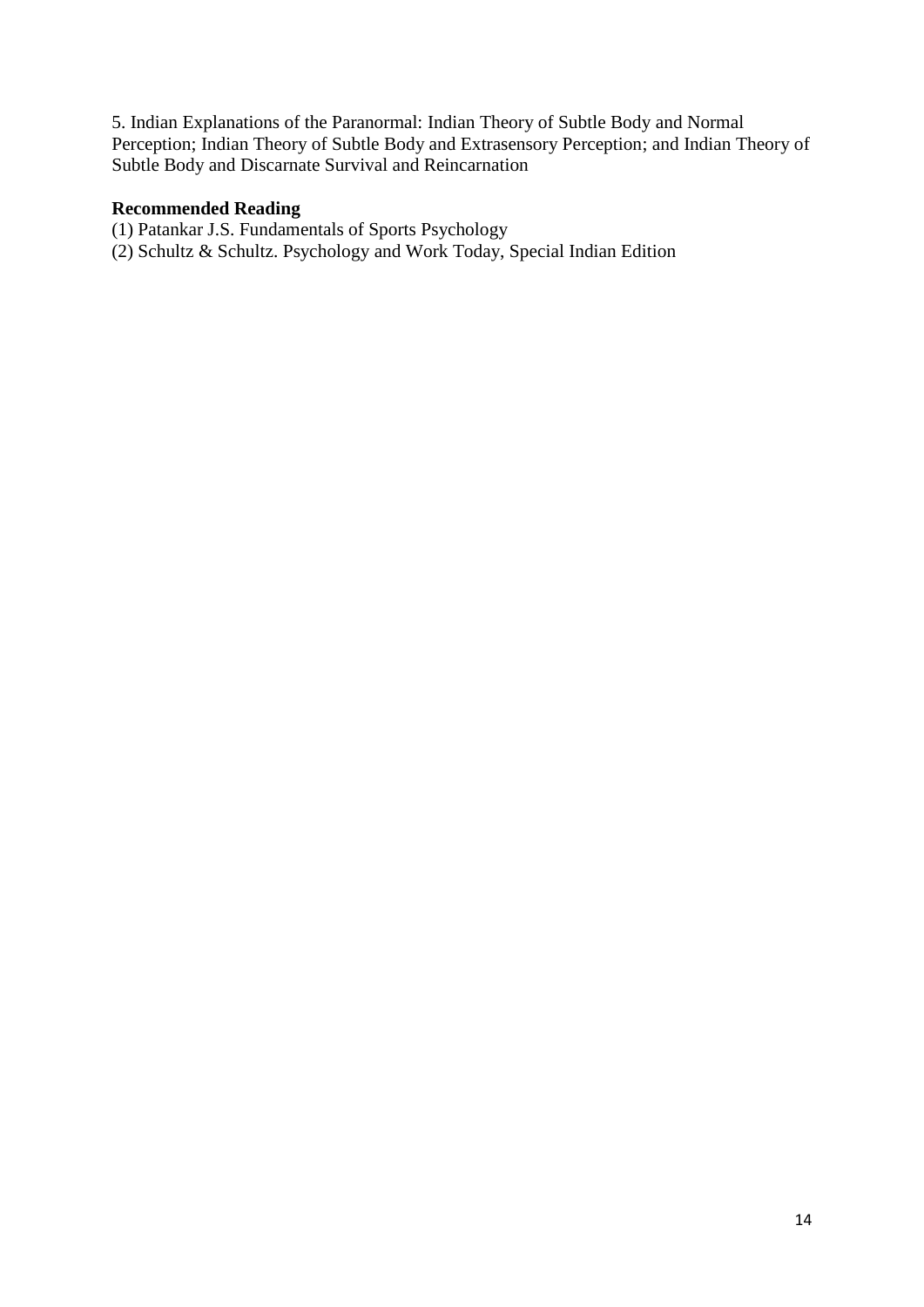5. Indian Explanations of the Paranormal: Indian Theory of Subtle Body and Normal Perception; Indian Theory of Subtle Body and Extrasensory Perception; and Indian Theory of Subtle Body and Discarnate Survival and Reincarnation

**Recommended Reading**

(1) Patankar J.S. Fundamentals of Sports Psychology

(2) Schultz & Schultz. Psychology and Work Today, Special Indian Edition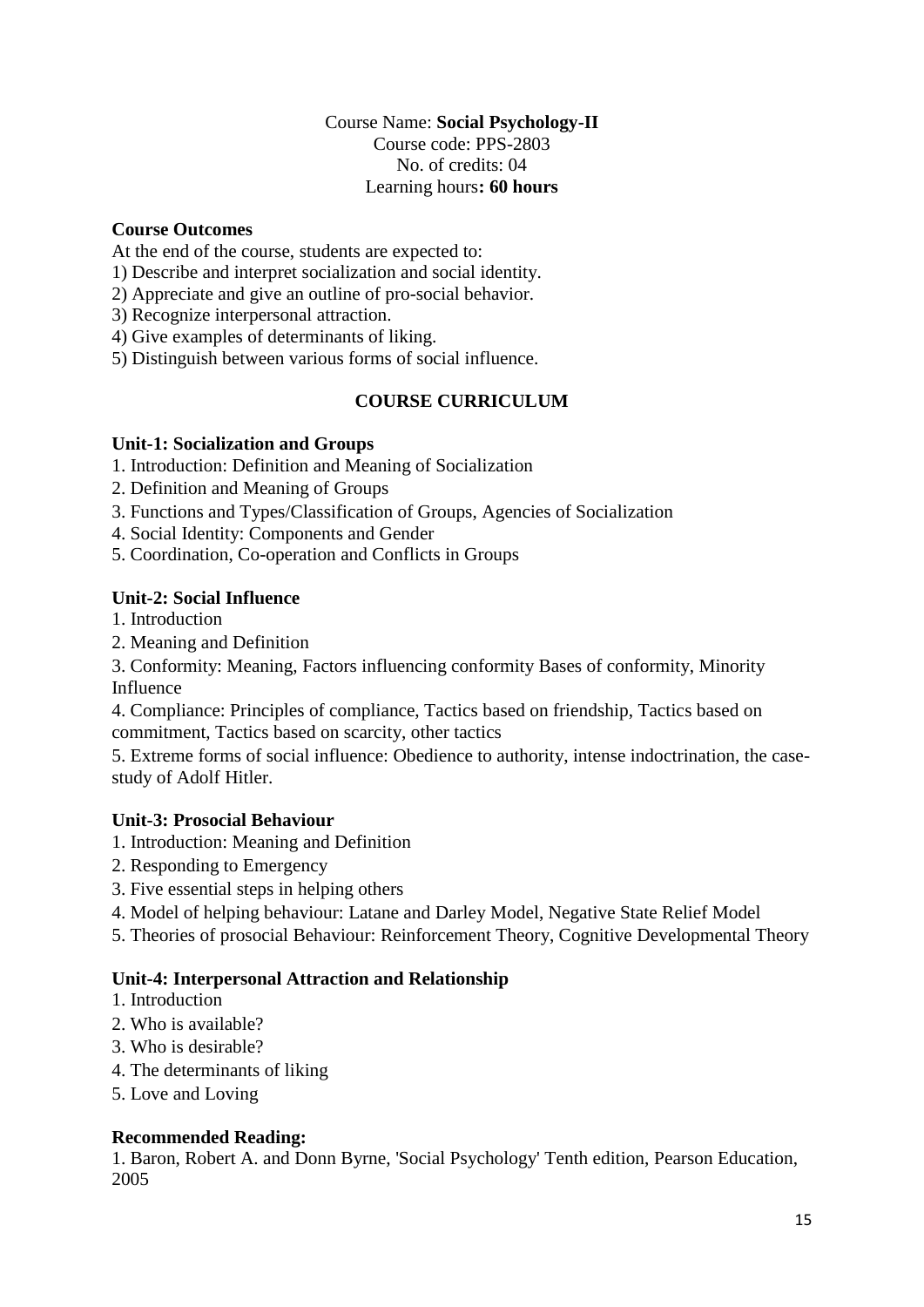Course Name: **Social Psychology-II**
Course code: PPS-2803
No. of credits: 04
Learning hours**: 60 hours**

**Course Outcomes**

At the end of the course, students are expected to:

1) Describe and interpret socialization and social identity.
2) Appreciate and give an outline of pro-social behavior.
3) Recognize interpersonal attraction.
4) Give examples of determinants of liking.
5) Distinguish between various forms of social influence.

## COURSE CURRICULUM

**Unit-1: Socialization and Groups**

1. Introduction: Definition and Meaning of Socialization
2. Definition and Meaning of Groups
3. Functions and Types/Classification of Groups, Agencies of Socialization
4. Social Identity: Components and Gender
5. Coordination, Co-operation and Conflicts in Groups

**Unit-2: Social Influence**

1. Introduction
2. Meaning and Definition
3. Conformity: Meaning, Factors influencing conformity Bases of conformity, Minority Influence
4. Compliance: Principles of compliance, Tactics based on friendship, Tactics based on commitment, Tactics based on scarcity, other tactics
5. Extreme forms of social influence: Obedience to authority, intense indoctrination, the case-study of Adolf Hitler.

**Unit-3: Prosocial Behaviour**

1. Introduction: Meaning and Definition
2. Responding to Emergency
3. Five essential steps in helping others
4. Model of helping behaviour: Latane and Darley Model, Negative State Relief Model
5. Theories of prosocial Behaviour: Reinforcement Theory, Cognitive Developmental Theory

**Unit-4: Interpersonal Attraction and Relationship**

1. Introduction
2. Who is available?
3. Who is desirable?
4. The determinants of liking
5. Love and Loving

**Recommended Reading:**

1. Baron, Robert A. and Donn Byrne, 'Social Psychology' Tenth edition, Pearson Education, 2005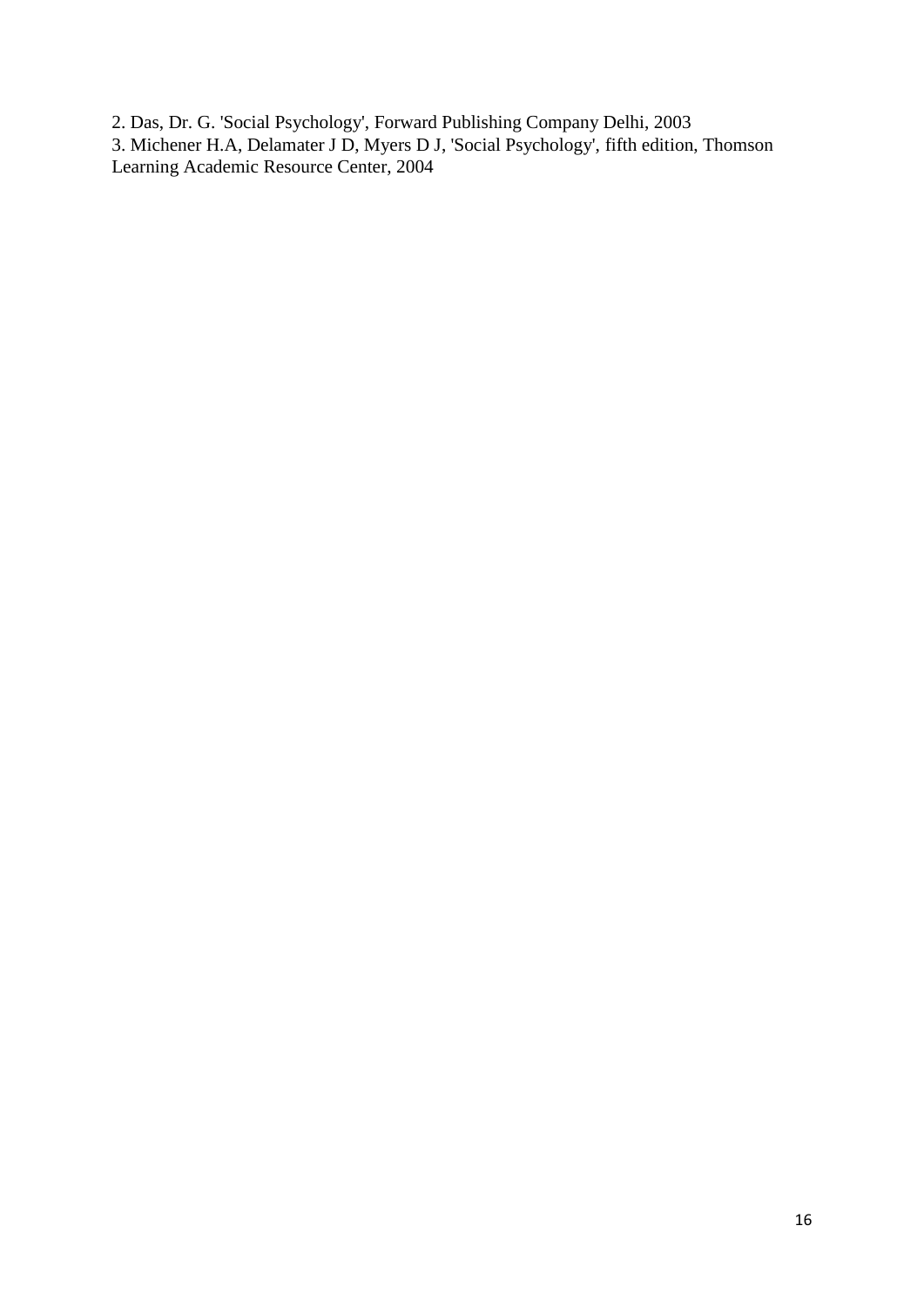2. Das, Dr. G. 'Social Psychology', Forward Publishing Company Delhi, 2003
3. Michener H.A, Delamater J D, Myers D J, 'Social Psychology', fifth edition, Thomson Learning Academic Resource Center, 2004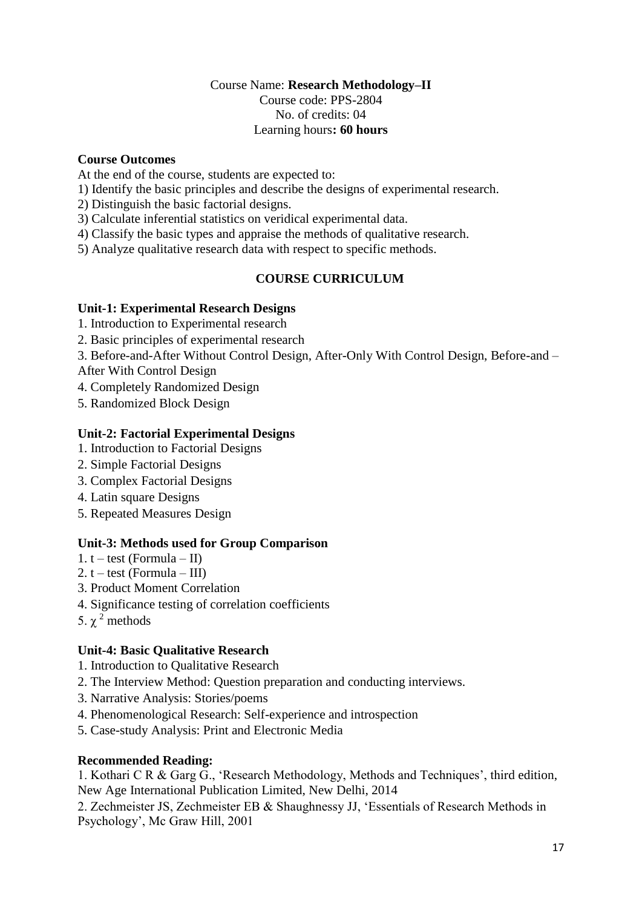Course Name: **Research Methodology–II**
Course code: PPS-2804
No. of credits: 04
Learning hours**: 60 hours**

**Course Outcomes**

At the end of the course, students are expected to:

1) Identify the basic principles and describe the designs of experimental research.
2) Distinguish the basic factorial designs.
3) Calculate inferential statistics on veridical experimental data.
4) Classify the basic types and appraise the methods of qualitative research.
5) Analyze qualitative research data with respect to specific methods.

## COURSE CURRICULUM

**Unit-1: Experimental Research Designs**

1. Introduction to Experimental research
2. Basic principles of experimental research
3. Before-and-After Without Control Design, After-Only With Control Design, Before-and – After With Control Design
4. Completely Randomized Design
5. Randomized Block Design

**Unit-2: Factorial Experimental Designs**

1. Introduction to Factorial Designs
2. Simple Factorial Designs
3. Complex Factorial Designs
4. Latin square Designs
5. Repeated Measures Design

**Unit-3: Methods used for Group Comparison**

1. t – test (Formula – II)
2. t – test (Formula – III)
3. Product Moment Correlation
4. Significance testing of correlation coefficients
5. $\chi^2$ methods

**Unit-4: Basic Qualitative Research**

1. Introduction to Qualitative Research
2. The Interview Method: Question preparation and conducting interviews.
3. Narrative Analysis: Stories/poems
4. Phenomenological Research: Self-experience and introspection
5. Case-study Analysis: Print and Electronic Media

**Recommended Reading:**

1. Kothari C R & Garg G., 'Research Methodology, Methods and Techniques', third edition, New Age International Publication Limited, New Delhi, 2014
2. Zechmeister JS, Zechmeister EB & Shaughnessy JJ, 'Essentials of Research Methods in Psychology', Mc Graw Hill, 2001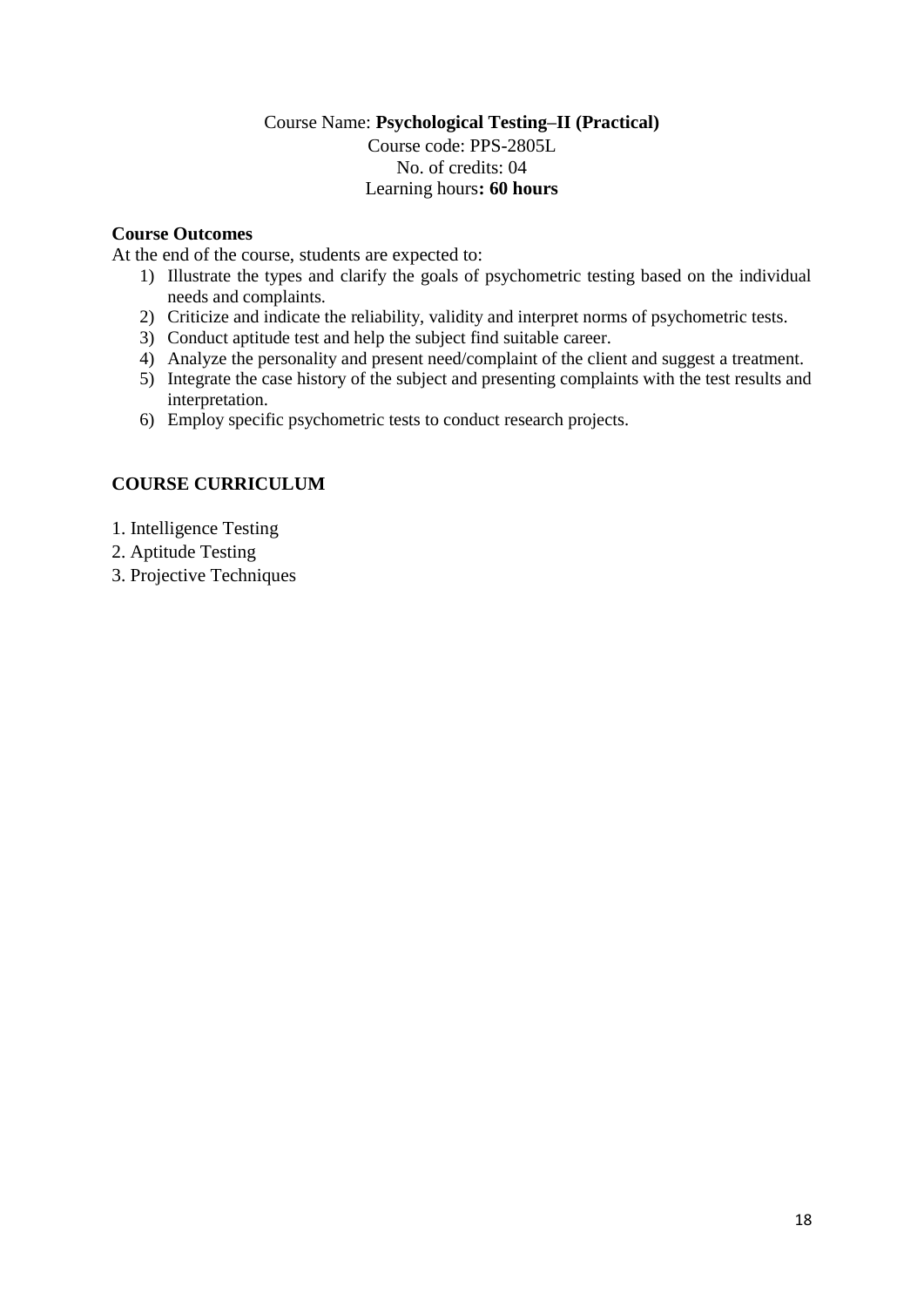Course Name: **Psychological Testing–II (Practical)**
Course code: PPS-2805L
No. of credits: 04
Learning hours**: 60 hours**

**Course Outcomes**

At the end of the course, students are expected to:

1) Illustrate the types and clarify the goals of psychometric testing based on the individual needs and complaints.
2) Criticize and indicate the reliability, validity and interpret norms of psychometric tests.
3) Conduct aptitude test and help the subject find suitable career.
4) Analyze the personality and present need/complaint of the client and suggest a treatment.
5) Integrate the case history of the subject and presenting complaints with the test results and interpretation.
6) Employ specific psychometric tests to conduct research projects.

## COURSE CURRICULUM

1. Intelligence Testing
2. Aptitude Testing
3. Projective Techniques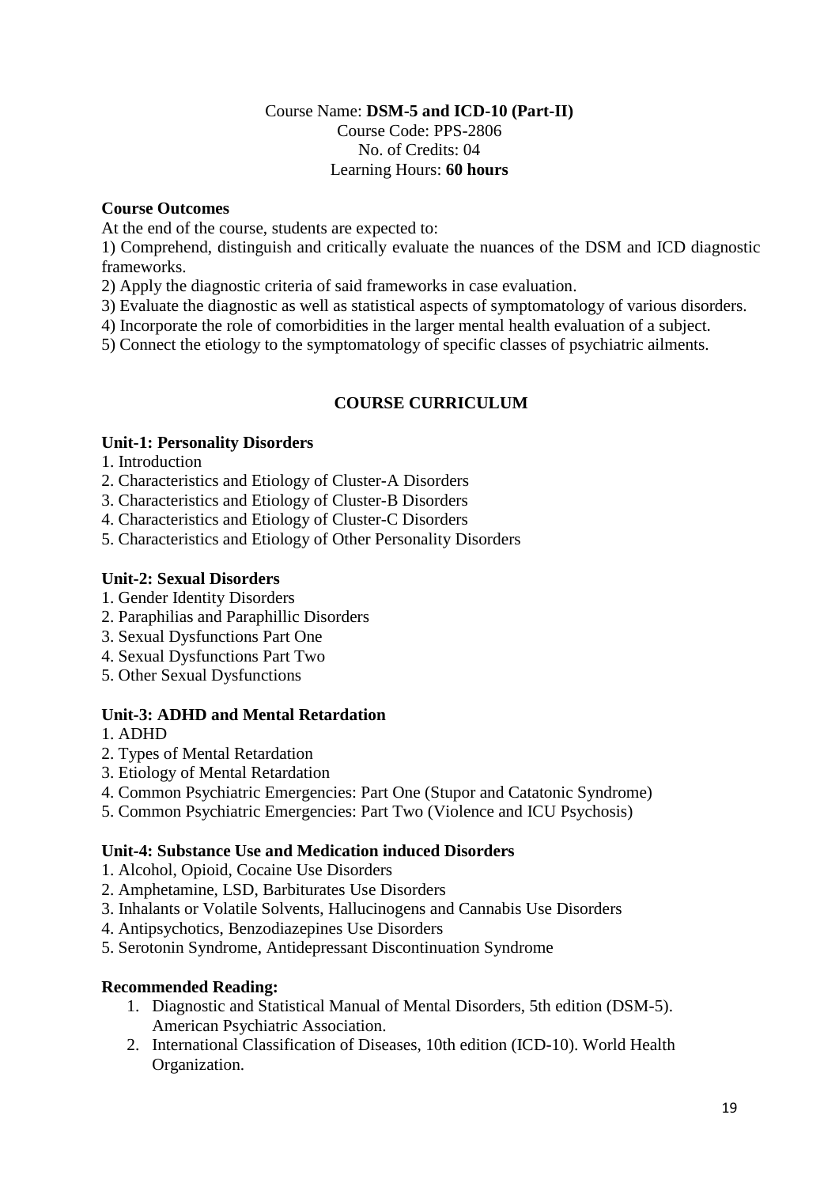Course Name: **DSM-5 and ICD-10 (Part-II)**
Course Code: PPS-2806
No. of Credits: 04
Learning Hours: **60 hours**

**Course Outcomes**

At the end of the course, students are expected to:

1) Comprehend, distinguish and critically evaluate the nuances of the DSM and ICD diagnostic frameworks.
2) Apply the diagnostic criteria of said frameworks in case evaluation.
3) Evaluate the diagnostic as well as statistical aspects of symptomatology of various disorders.
4) Incorporate the role of comorbidities in the larger mental health evaluation of a subject.
5) Connect the etiology to the symptomatology of specific classes of psychiatric ailments.

## COURSE CURRICULUM

**Unit-1: Personality Disorders**

1. Introduction
2. Characteristics and Etiology of Cluster-A Disorders
3. Characteristics and Etiology of Cluster-B Disorders
4. Characteristics and Etiology of Cluster-C Disorders
5. Characteristics and Etiology of Other Personality Disorders

**Unit-2: Sexual Disorders**

1. Gender Identity Disorders
2. Paraphilias and Paraphillic Disorders
3. Sexual Dysfunctions Part One
4. Sexual Dysfunctions Part Two
5. Other Sexual Dysfunctions

**Unit-3: ADHD and Mental Retardation**

1. ADHD
2. Types of Mental Retardation
3. Etiology of Mental Retardation
4. Common Psychiatric Emergencies: Part One (Stupor and Catatonic Syndrome)
5. Common Psychiatric Emergencies: Part Two (Violence and ICU Psychosis)

**Unit-4: Substance Use and Medication induced Disorders**

1. Alcohol, Opioid, Cocaine Use Disorders
2. Amphetamine, LSD, Barbiturates Use Disorders
3. Inhalants or Volatile Solvents, Hallucinogens and Cannabis Use Disorders
4. Antipsychotics, Benzodiazepines Use Disorders
5. Serotonin Syndrome, Antidepressant Discontinuation Syndrome

**Recommended Reading:**

1. Diagnostic and Statistical Manual of Mental Disorders, 5th edition (DSM-5). American Psychiatric Association.
2. International Classification of Diseases, 10th edition (ICD-10). World Health Organization.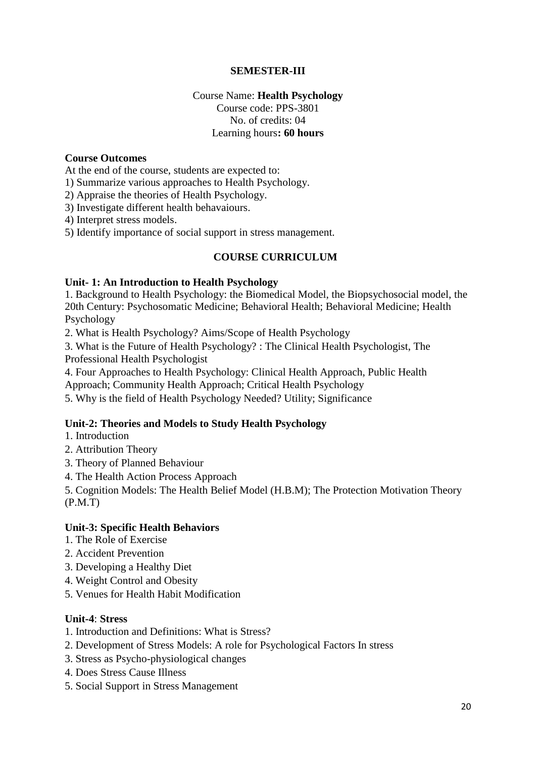**SEMESTER-III**

Course Name: **Health Psychology**
Course code: PPS-3801
No. of credits: 04
Learning hours**: 60 hours**

**Course Outcomes**

At the end of the course, students are expected to:

1) Summarize various approaches to Health Psychology.
2) Appraise the theories of Health Psychology.
3) Investigate different health behavaiours.
4) Interpret stress models.
5) Identify importance of social support in stress management.

**COURSE CURRICULUM**

**Unit- 1: An Introduction to Health Psychology**

1. Background to Health Psychology: the Biomedical Model, the Biopsychosocial model, the 20th Century: Psychosomatic Medicine; Behavioral Health; Behavioral Medicine; Health Psychology
2. What is Health Psychology? Aims/Scope of Health Psychology
3. What is the Future of Health Psychology? : The Clinical Health Psychologist, The Professional Health Psychologist
4. Four Approaches to Health Psychology: Clinical Health Approach, Public Health Approach; Community Health Approach; Critical Health Psychology
5. Why is the field of Health Psychology Needed? Utility; Significance

**Unit-2: Theories and Models to Study Health Psychology**

1. Introduction
2. Attribution Theory
3. Theory of Planned Behaviour
4. The Health Action Process Approach
5. Cognition Models: The Health Belief Model (H.B.M); The Protection Motivation Theory (P.M.T)

**Unit-3: Specific Health Behaviors**

1. The Role of Exercise
2. Accident Prevention
3. Developing a Healthy Diet
4. Weight Control and Obesity
5. Venues for Health Habit Modification

**Unit-4**: **Stress**

1. Introduction and Definitions: What is Stress?
2. Development of Stress Models: A role for Psychological Factors In stress
3. Stress as Psycho-physiological changes
4. Does Stress Cause Illness
5. Social Support in Stress Management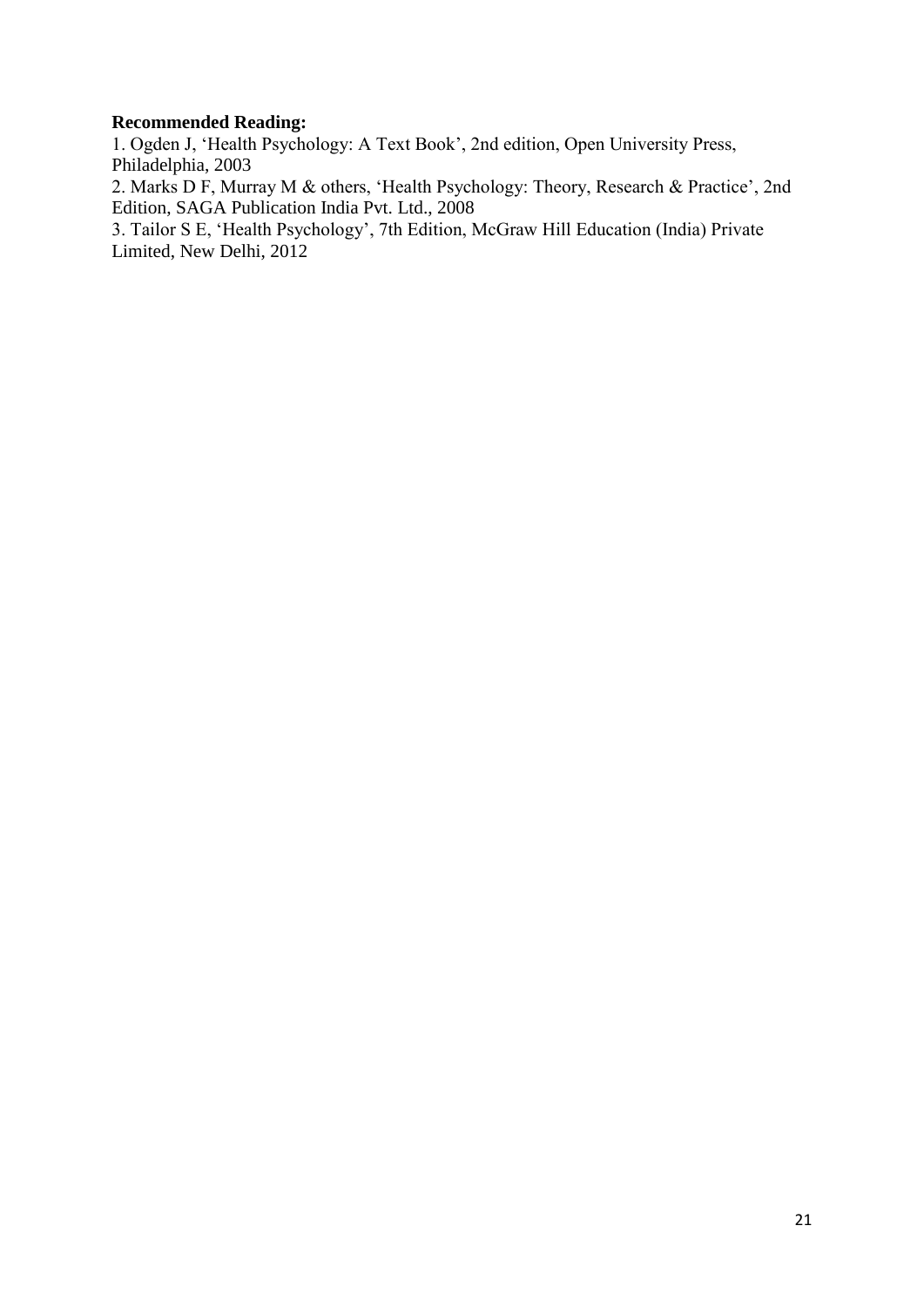**Recommended Reading:**

1. Ogden J, 'Health Psychology: A Text Book', 2nd edition, Open University Press, Philadelphia, 2003
2. Marks D F, Murray M & others, 'Health Psychology: Theory, Research & Practice', 2nd Edition, SAGA Publication India Pvt. Ltd., 2008
3. Tailor S E, 'Health Psychology', 7th Edition, McGraw Hill Education (India) Private Limited, New Delhi, 2012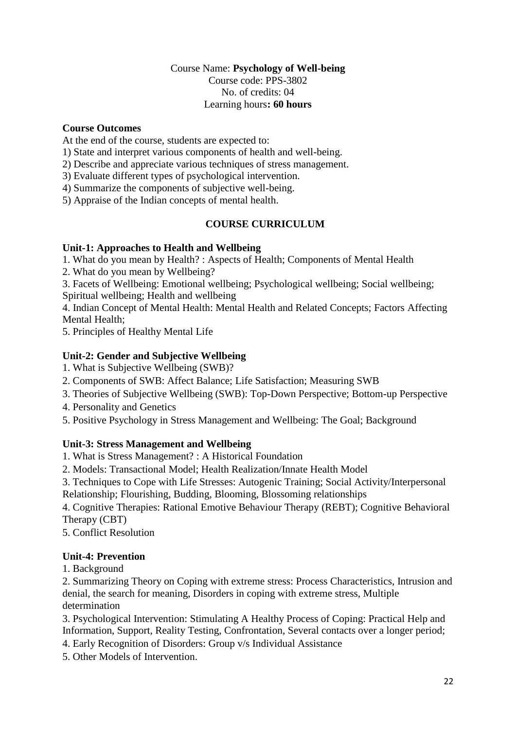Course Name: **Psychology of Well-being**
Course code: PPS-3802
No. of credits: 04
Learning hours**: 60 hours**

**Course Outcomes**

At the end of the course, students are expected to:

1) State and interpret various components of health and well-being.
2) Describe and appreciate various techniques of stress management.
3) Evaluate different types of psychological intervention.
4) Summarize the components of subjective well-being.
5) Appraise of the Indian concepts of mental health.

## COURSE CURRICULUM

**Unit-1: Approaches to Health and Wellbeing**

1. What do you mean by Health? : Aspects of Health; Components of Mental Health
2. What do you mean by Wellbeing?
3. Facets of Wellbeing: Emotional wellbeing; Psychological wellbeing; Social wellbeing; Spiritual wellbeing; Health and wellbeing
4. Indian Concept of Mental Health: Mental Health and Related Concepts; Factors Affecting Mental Health;
5. Principles of Healthy Mental Life

**Unit-2: Gender and Subjective Wellbeing**

1. What is Subjective Wellbeing (SWB)?
2. Components of SWB: Affect Balance; Life Satisfaction; Measuring SWB
3. Theories of Subjective Wellbeing (SWB): Top-Down Perspective; Bottom-up Perspective
4. Personality and Genetics
5. Positive Psychology in Stress Management and Wellbeing: The Goal; Background

**Unit-3: Stress Management and Wellbeing**

1. What is Stress Management? : A Historical Foundation
2. Models: Transactional Model; Health Realization/Innate Health Model
3. Techniques to Cope with Life Stresses: Autogenic Training; Social Activity/Interpersonal Relationship; Flourishing, Budding, Blooming, Blossoming relationships
4. Cognitive Therapies: Rational Emotive Behaviour Therapy (REBT); Cognitive Behavioral Therapy (CBT)
5. Conflict Resolution

**Unit-4: Prevention**

1. Background
2. Summarizing Theory on Coping with extreme stress: Process Characteristics, Intrusion and denial, the search for meaning, Disorders in coping with extreme stress, Multiple determination
3. Psychological Intervention: Stimulating A Healthy Process of Coping: Practical Help and Information, Support, Reality Testing, Confrontation, Several contacts over a longer period;
4. Early Recognition of Disorders: Group v/s Individual Assistance
5. Other Models of Intervention.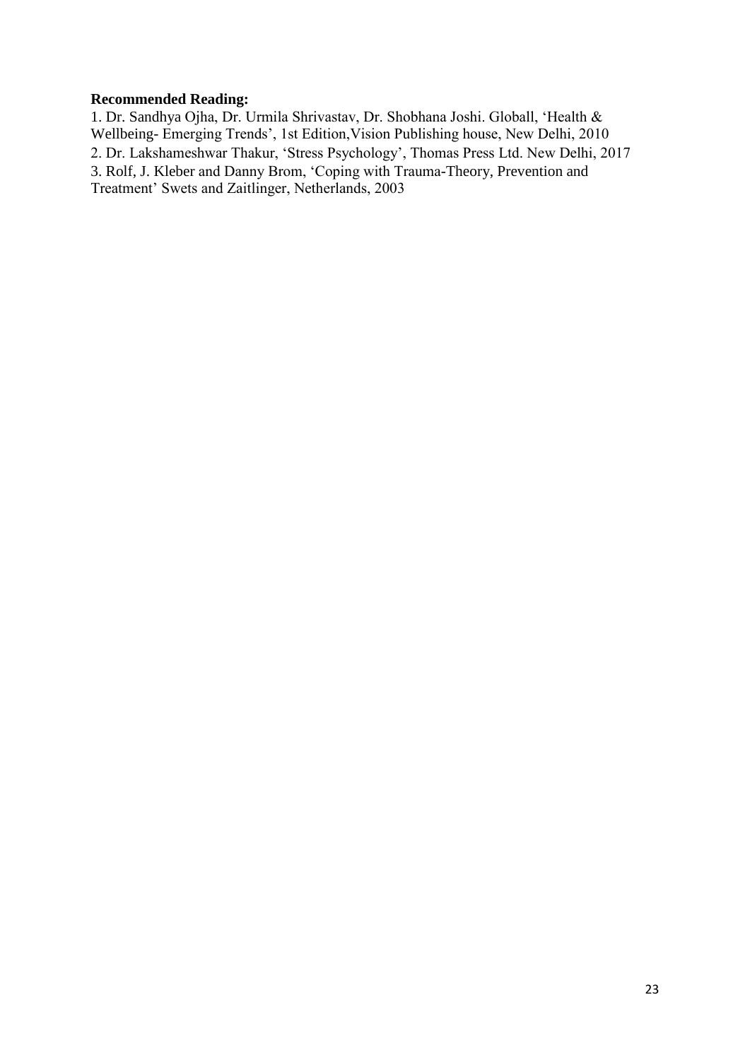**Recommended Reading:**

1. Dr. Sandhya Ojha, Dr. Urmila Shrivastav, Dr. Shobhana Joshi. Globall, 'Health & Wellbeing- Emerging Trends', 1st Edition,Vision Publishing house, New Delhi, 2010
2. Dr. Lakshameshwar Thakur, 'Stress Psychology', Thomas Press Ltd. New Delhi, 2017
3. Rolf, J. Kleber and Danny Brom, 'Coping with Trauma-Theory, Prevention and Treatment' Swets and Zaitlinger, Netherlands, 2003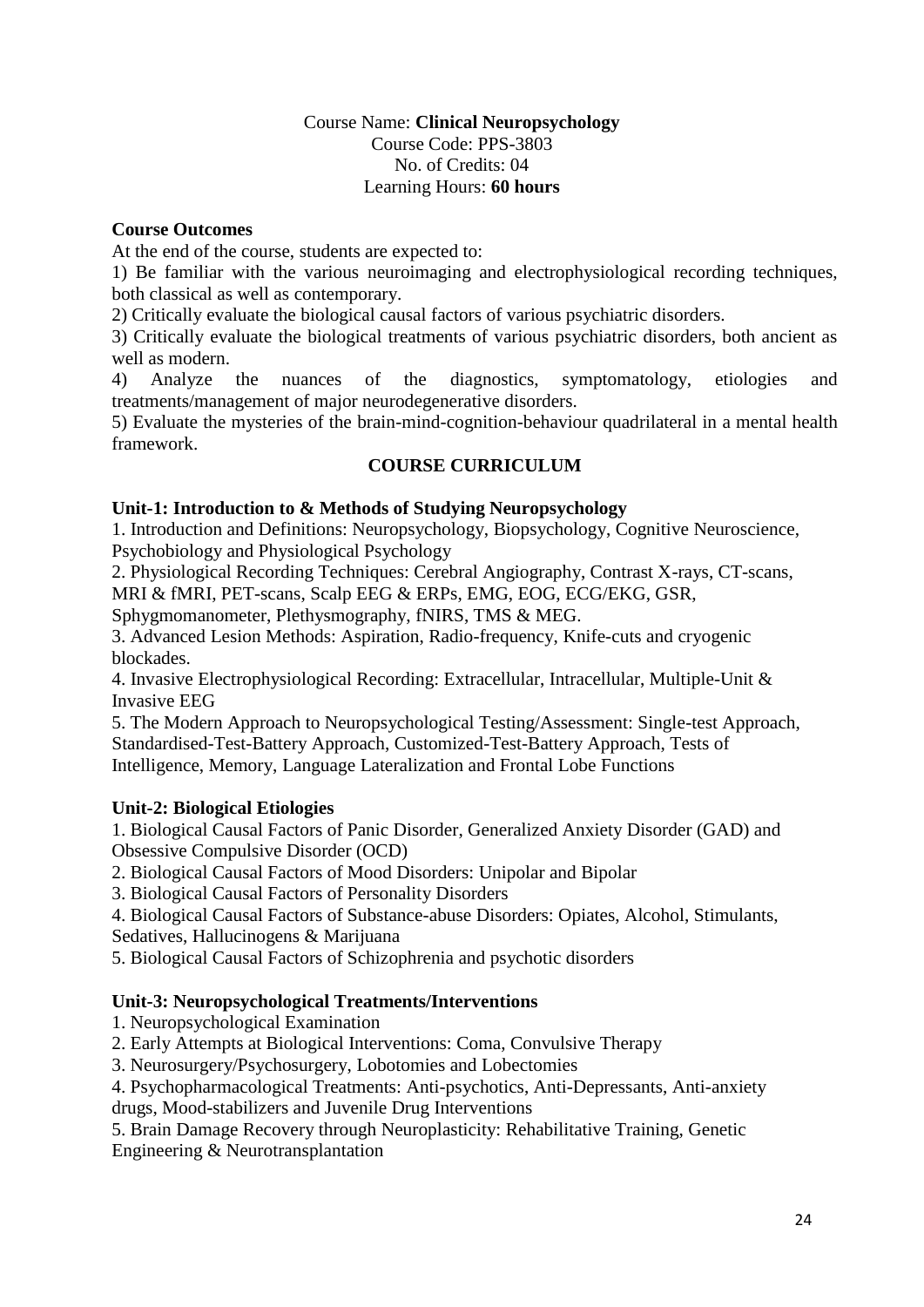Course Name: **Clinical Neuropsychology**
Course Code: PPS-3803
No. of Credits: 04
Learning Hours: **60 hours**

**Course Outcomes**

At the end of the course, students are expected to:

1) Be familiar with the various neuroimaging and electrophysiological recording techniques, both classical as well as contemporary.
2) Critically evaluate the biological causal factors of various psychiatric disorders.
3) Critically evaluate the biological treatments of various psychiatric disorders, both ancient as well as modern.
4) Analyze the nuances of the diagnostics, symptomatology, etiologies and treatments/management of major neurodegenerative disorders.
5) Evaluate the mysteries of the brain-mind-cognition-behaviour quadrilateral in a mental health framework.

## COURSE CURRICULUM

**Unit-1: Introduction to & Methods of Studying Neuropsychology**

1. Introduction and Definitions: Neuropsychology, Biopsychology, Cognitive Neuroscience, Psychobiology and Physiological Psychology
2. Physiological Recording Techniques: Cerebral Angiography, Contrast X-rays, CT-scans, MRI & fMRI, PET-scans, Scalp EEG & ERPs, EMG, EOG, ECG/EKG, GSR, Sphygmomanometer, Plethysmography, fNIRS, TMS & MEG.
3. Advanced Lesion Methods: Aspiration, Radio-frequency, Knife-cuts and cryogenic blockades.
4. Invasive Electrophysiological Recording: Extracellular, Intracellular, Multiple-Unit & Invasive EEG
5. The Modern Approach to Neuropsychological Testing/Assessment: Single-test Approach, Standardised-Test-Battery Approach, Customized-Test-Battery Approach, Tests of Intelligence, Memory, Language Lateralization and Frontal Lobe Functions

**Unit-2: Biological Etiologies**

1. Biological Causal Factors of Panic Disorder, Generalized Anxiety Disorder (GAD) and Obsessive Compulsive Disorder (OCD)
2. Biological Causal Factors of Mood Disorders: Unipolar and Bipolar
3. Biological Causal Factors of Personality Disorders
4. Biological Causal Factors of Substance-abuse Disorders: Opiates, Alcohol, Stimulants, Sedatives, Hallucinogens & Marijuana
5. Biological Causal Factors of Schizophrenia and psychotic disorders

**Unit-3: Neuropsychological Treatments/Interventions**

1. Neuropsychological Examination
2. Early Attempts at Biological Interventions: Coma, Convulsive Therapy
3. Neurosurgery/Psychosurgery, Lobotomies and Lobectomies
4. Psychopharmacological Treatments: Anti-psychotics, Anti-Depressants, Anti-anxiety drugs, Mood-stabilizers and Juvenile Drug Interventions
5. Brain Damage Recovery through Neuroplasticity: Rehabilitative Training, Genetic Engineering & Neurotransplantation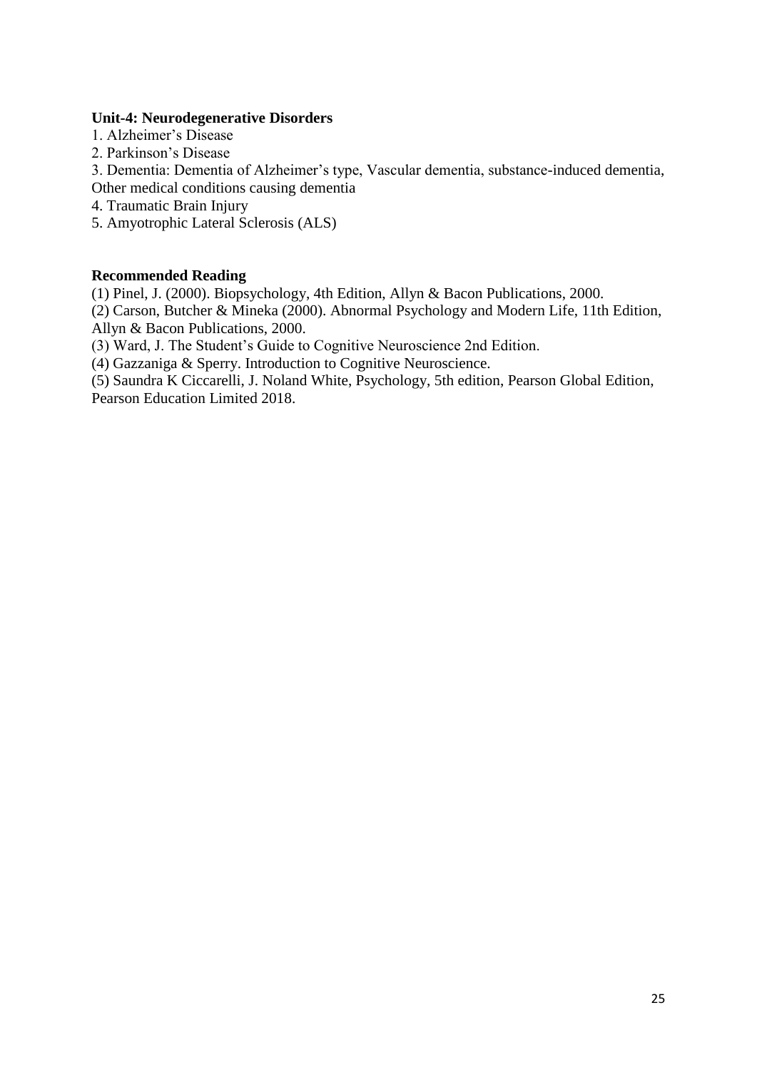**Unit-4: Neurodegenerative Disorders**

1. Alzheimer's Disease
2. Parkinson's Disease
3. Dementia: Dementia of Alzheimer's type, Vascular dementia, substance-induced dementia, Other medical conditions causing dementia
4. Traumatic Brain Injury
5. Amyotrophic Lateral Sclerosis (ALS)

**Recommended Reading**

(1) Pinel, J. (2000). Biopsychology, 4th Edition, Allyn & Bacon Publications, 2000.

(2) Carson, Butcher & Mineka (2000). Abnormal Psychology and Modern Life, 11th Edition, Allyn & Bacon Publications, 2000.

(3) Ward, J. The Student's Guide to Cognitive Neuroscience 2nd Edition.

(4) Gazzaniga & Sperry. Introduction to Cognitive Neuroscience.

(5) Saundra K Ciccarelli, J. Noland White, Psychology, 5th edition, Pearson Global Edition, Pearson Education Limited 2018.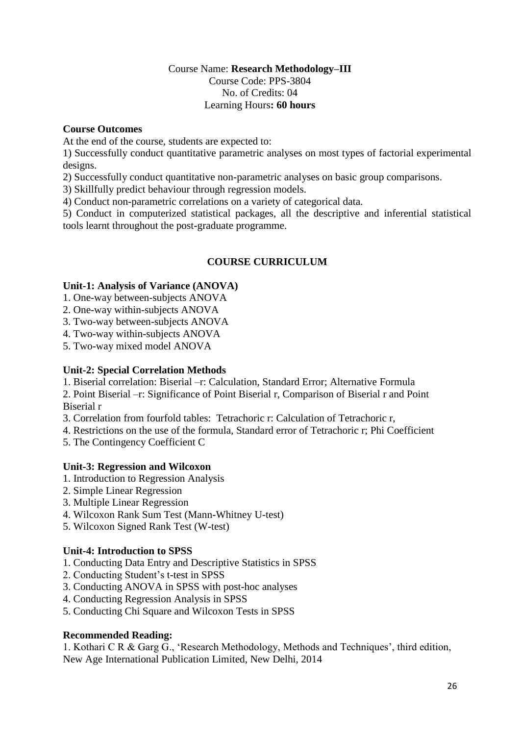Course Name: **Research Methodology–III**
Course Code: PPS-3804
No. of Credits: 04
Learning Hours**: 60 hours**

**Course Outcomes**

At the end of the course, students are expected to:

1) Successfully conduct quantitative parametric analyses on most types of factorial experimental designs.
2) Successfully conduct quantitative non-parametric analyses on basic group comparisons.
3) Skillfully predict behaviour through regression models.
4) Conduct non-parametric correlations on a variety of categorical data.
5) Conduct in computerized statistical packages, all the descriptive and inferential statistical tools learnt throughout the post-graduate programme.

## COURSE CURRICULUM

**Unit-1: Analysis of Variance (ANOVA)**

1. One-way between-subjects ANOVA
2. One-way within-subjects ANOVA
3. Two-way between-subjects ANOVA
4. Two-way within-subjects ANOVA
5. Two-way mixed model ANOVA

**Unit-2: Special Correlation Methods**

1. Biserial correlation: Biserial –r: Calculation, Standard Error; Alternative Formula
2. Point Biserial –r: Significance of Point Biserial r, Comparison of Biserial r and Point Biserial r
3. Correlation from fourfold tables: Tetrachoric r: Calculation of Tetrachoric r,
4. Restrictions on the use of the formula, Standard error of Tetrachoric r; Phi Coefficient
5. The Contingency Coefficient C

**Unit-3: Regression and Wilcoxon**

1. Introduction to Regression Analysis
2. Simple Linear Regression
3. Multiple Linear Regression
4. Wilcoxon Rank Sum Test (Mann-Whitney U-test)
5. Wilcoxon Signed Rank Test (W-test)

**Unit-4: Introduction to SPSS**

1. Conducting Data Entry and Descriptive Statistics in SPSS
2. Conducting Student's t-test in SPSS
3. Conducting ANOVA in SPSS with post-hoc analyses
4. Conducting Regression Analysis in SPSS
5. Conducting Chi Square and Wilcoxon Tests in SPSS

**Recommended Reading:**

1. Kothari C R & Garg G., 'Research Methodology, Methods and Techniques', third edition, New Age International Publication Limited, New Delhi, 2014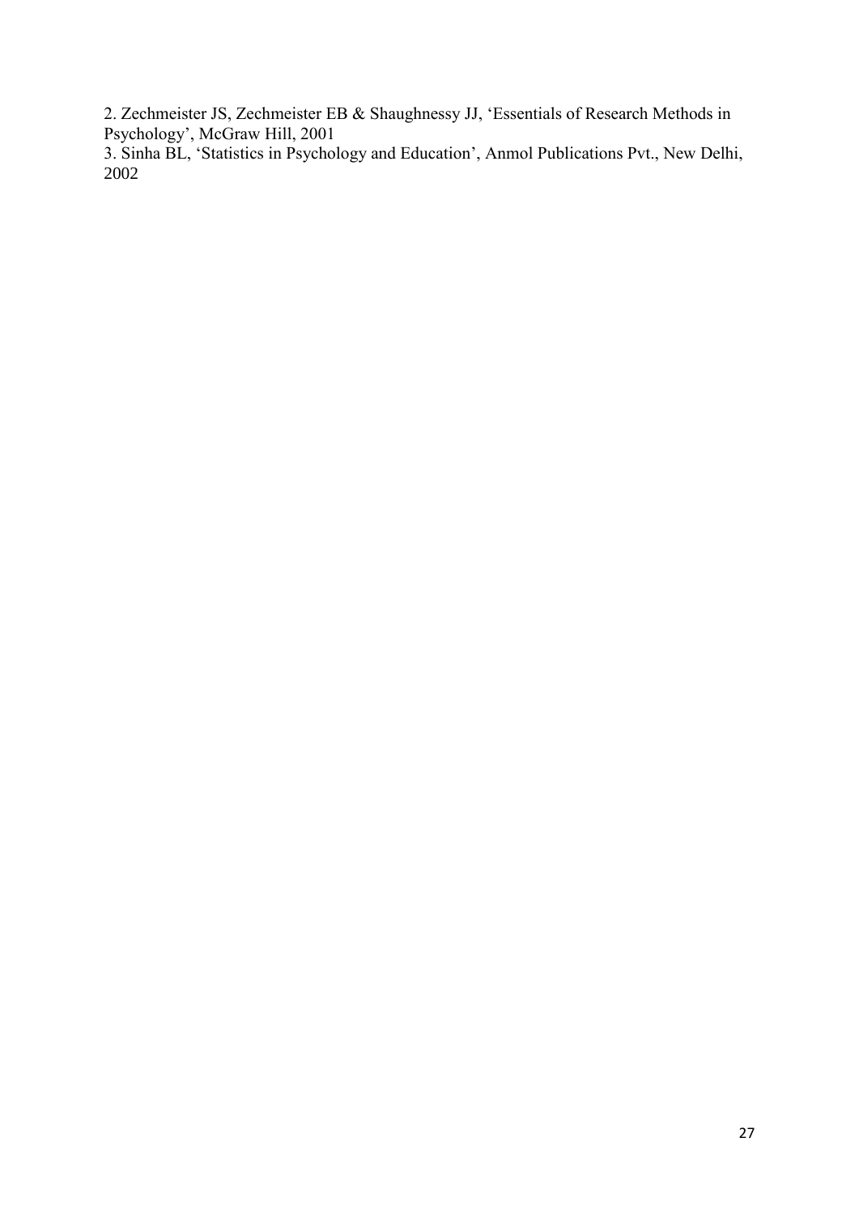2. Zechmeister JS, Zechmeister EB & Shaughnessy JJ, 'Essentials of Research Methods in Psychology', McGraw Hill, 2001
3. Sinha BL, 'Statistics in Psychology and Education', Anmol Publications Pvt., New Delhi, 2002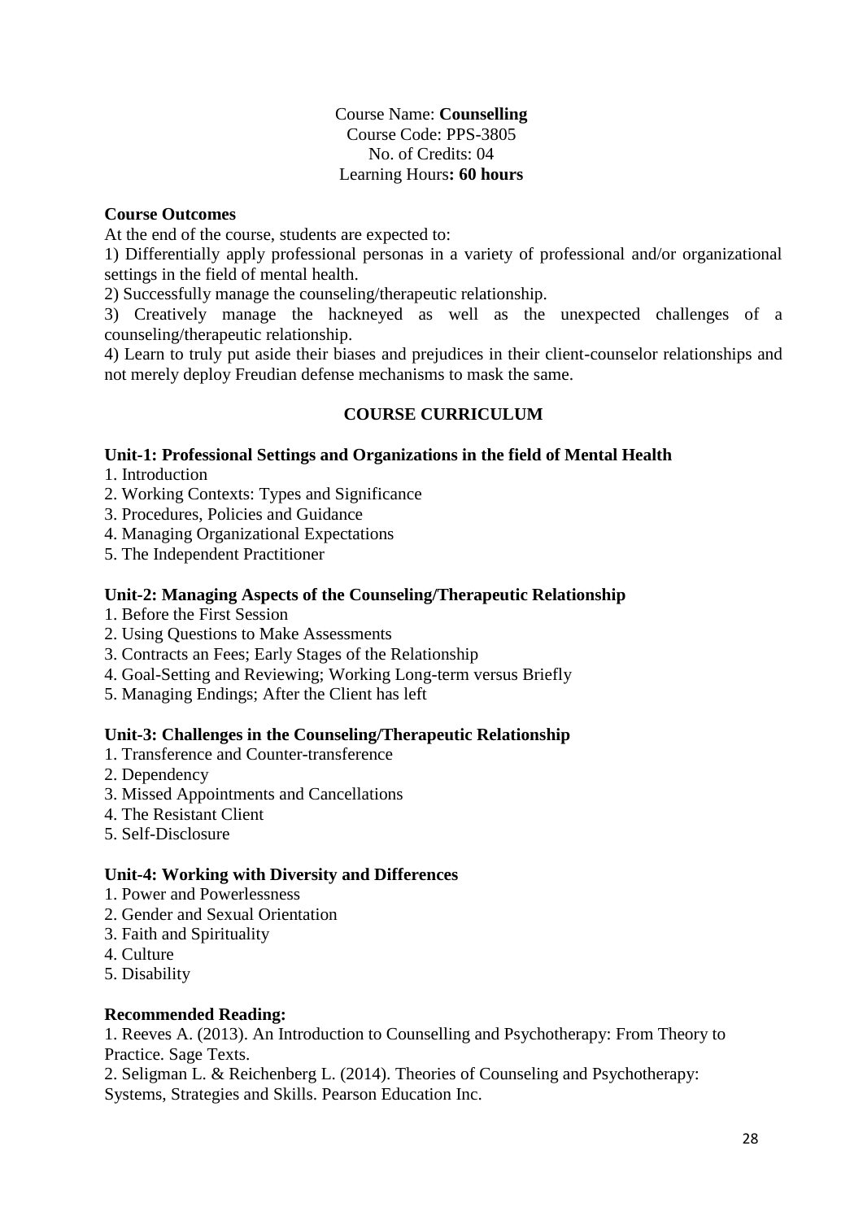Course Name: **Counselling**
Course Code: PPS-3805
No. of Credits: 04
Learning Hours**: 60 hours**

**Course Outcomes**

At the end of the course, students are expected to:

1) Differentially apply professional personas in a variety of professional and/or organizational settings in the field of mental health.
2) Successfully manage the counseling/therapeutic relationship.
3) Creatively manage the hackneyed as well as the unexpected challenges of a counseling/therapeutic relationship.
4) Learn to truly put aside their biases and prejudices in their client-counselor relationships and not merely deploy Freudian defense mechanisms to mask the same.

## COURSE CURRICULUM

### Unit-1: Professional Settings and Organizations in the field of Mental Health

1. Introduction
2. Working Contexts: Types and Significance
3. Procedures, Policies and Guidance
4. Managing Organizational Expectations
5. The Independent Practitioner

### Unit-2: Managing Aspects of the Counseling/Therapeutic Relationship

1. Before the First Session
2. Using Questions to Make Assessments
3. Contracts an Fees; Early Stages of the Relationship
4. Goal-Setting and Reviewing; Working Long-term versus Briefly
5. Managing Endings; After the Client has left

### Unit-3: Challenges in the Counseling/Therapeutic Relationship

1. Transference and Counter-transference
2. Dependency
3. Missed Appointments and Cancellations
4. The Resistant Client
5. Self-Disclosure

### Unit-4: Working with Diversity and Differences

1. Power and Powerlessness
2. Gender and Sexual Orientation
3. Faith and Spirituality
4. Culture
5. Disability

**Recommended Reading:**

1. Reeves A. (2013). An Introduction to Counselling and Psychotherapy: From Theory to Practice. Sage Texts.
2. Seligman L. & Reichenberg L. (2014). Theories of Counseling and Psychotherapy: Systems, Strategies and Skills. Pearson Education Inc.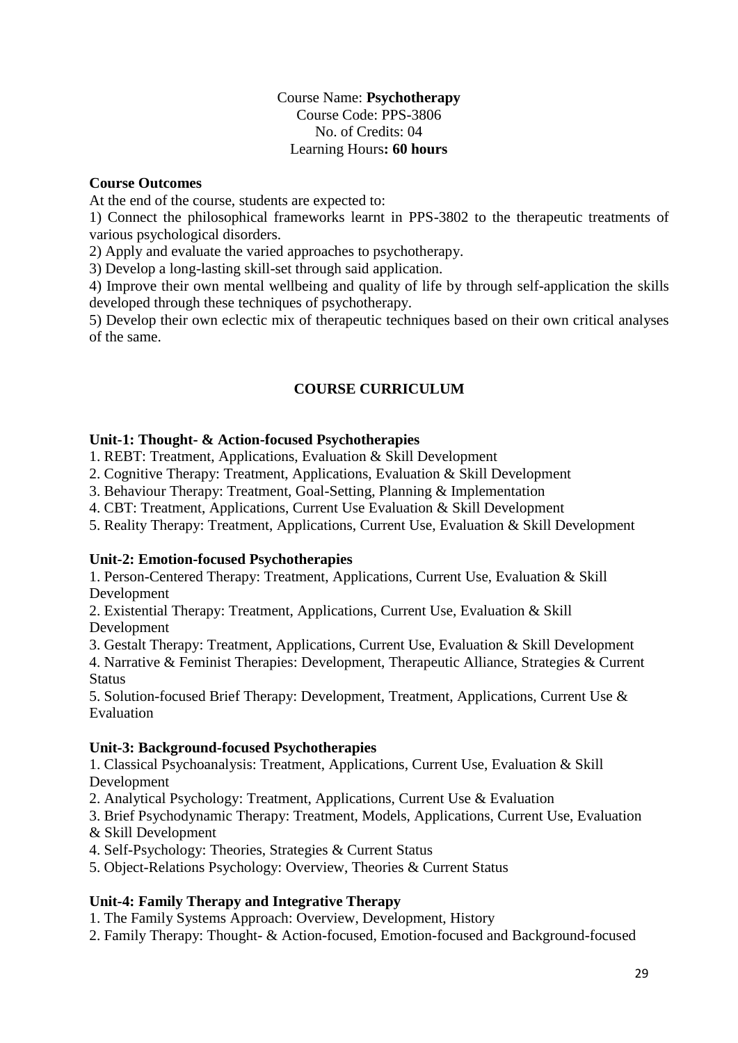Course Name: **Psychotherapy**
Course Code: PPS-3806
No. of Credits: 04
Learning Hours**: 60 hours**

**Course Outcomes**

At the end of the course, students are expected to:

1) Connect the philosophical frameworks learnt in PPS-3802 to the therapeutic treatments of various psychological disorders.
2) Apply and evaluate the varied approaches to psychotherapy.
3) Develop a long-lasting skill-set through said application.
4) Improve their own mental wellbeing and quality of life by through self-application the skills developed through these techniques of psychotherapy.
5) Develop their own eclectic mix of therapeutic techniques based on their own critical analyses of the same.

## COURSE CURRICULUM

**Unit-1: Thought- & Action-focused Psychotherapies**

1. REBT: Treatment, Applications, Evaluation & Skill Development
2. Cognitive Therapy: Treatment, Applications, Evaluation & Skill Development
3. Behaviour Therapy: Treatment, Goal-Setting, Planning & Implementation
4. CBT: Treatment, Applications, Current Use Evaluation & Skill Development
5. Reality Therapy: Treatment, Applications, Current Use, Evaluation & Skill Development

**Unit-2: Emotion-focused Psychotherapies**

1. Person-Centered Therapy: Treatment, Applications, Current Use, Evaluation & Skill Development
2. Existential Therapy: Treatment, Applications, Current Use, Evaluation & Skill Development
3. Gestalt Therapy: Treatment, Applications, Current Use, Evaluation & Skill Development
4. Narrative & Feminist Therapies: Development, Therapeutic Alliance, Strategies & Current Status
5. Solution-focused Brief Therapy: Development, Treatment, Applications, Current Use & Evaluation

**Unit-3: Background-focused Psychotherapies**

1. Classical Psychoanalysis: Treatment, Applications, Current Use, Evaluation & Skill Development
2. Analytical Psychology: Treatment, Applications, Current Use & Evaluation
3. Brief Psychodynamic Therapy: Treatment, Models, Applications, Current Use, Evaluation & Skill Development
4. Self-Psychology: Theories, Strategies & Current Status
5. Object-Relations Psychology: Overview, Theories & Current Status

**Unit-4: Family Therapy and Integrative Therapy**

1. The Family Systems Approach: Overview, Development, History
2. Family Therapy: Thought- & Action-focused, Emotion-focused and Background-focused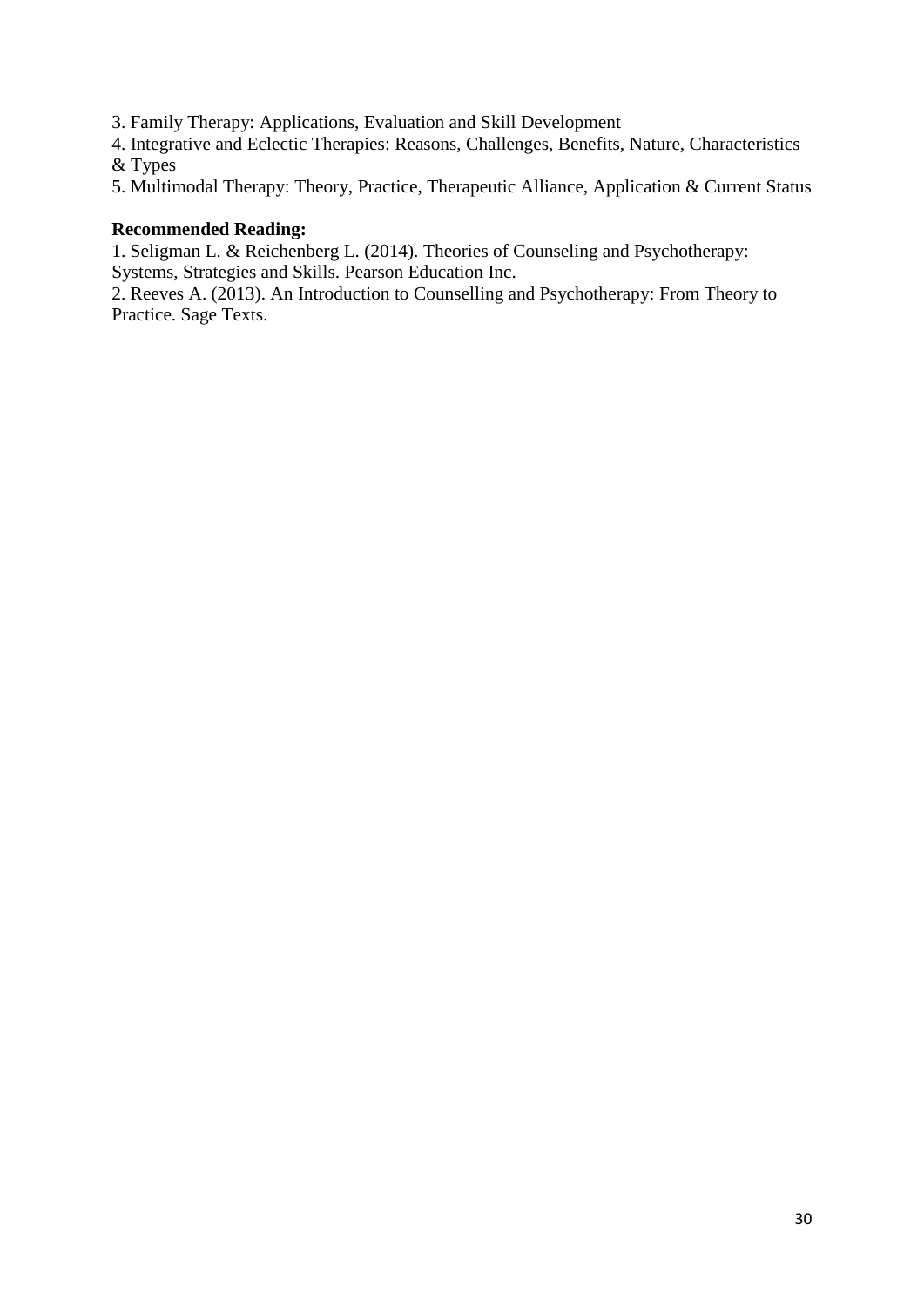3. Family Therapy: Applications, Evaluation and Skill Development
4. Integrative and Eclectic Therapies: Reasons, Challenges, Benefits, Nature, Characteristics & Types
5. Multimodal Therapy: Theory, Practice, Therapeutic Alliance, Application & Current Status

**Recommended Reading:**

1. Seligman L. & Reichenberg L. (2014). Theories of Counseling and Psychotherapy: Systems, Strategies and Skills. Pearson Education Inc.
2. Reeves A. (2013). An Introduction to Counselling and Psychotherapy: From Theory to Practice. Sage Texts.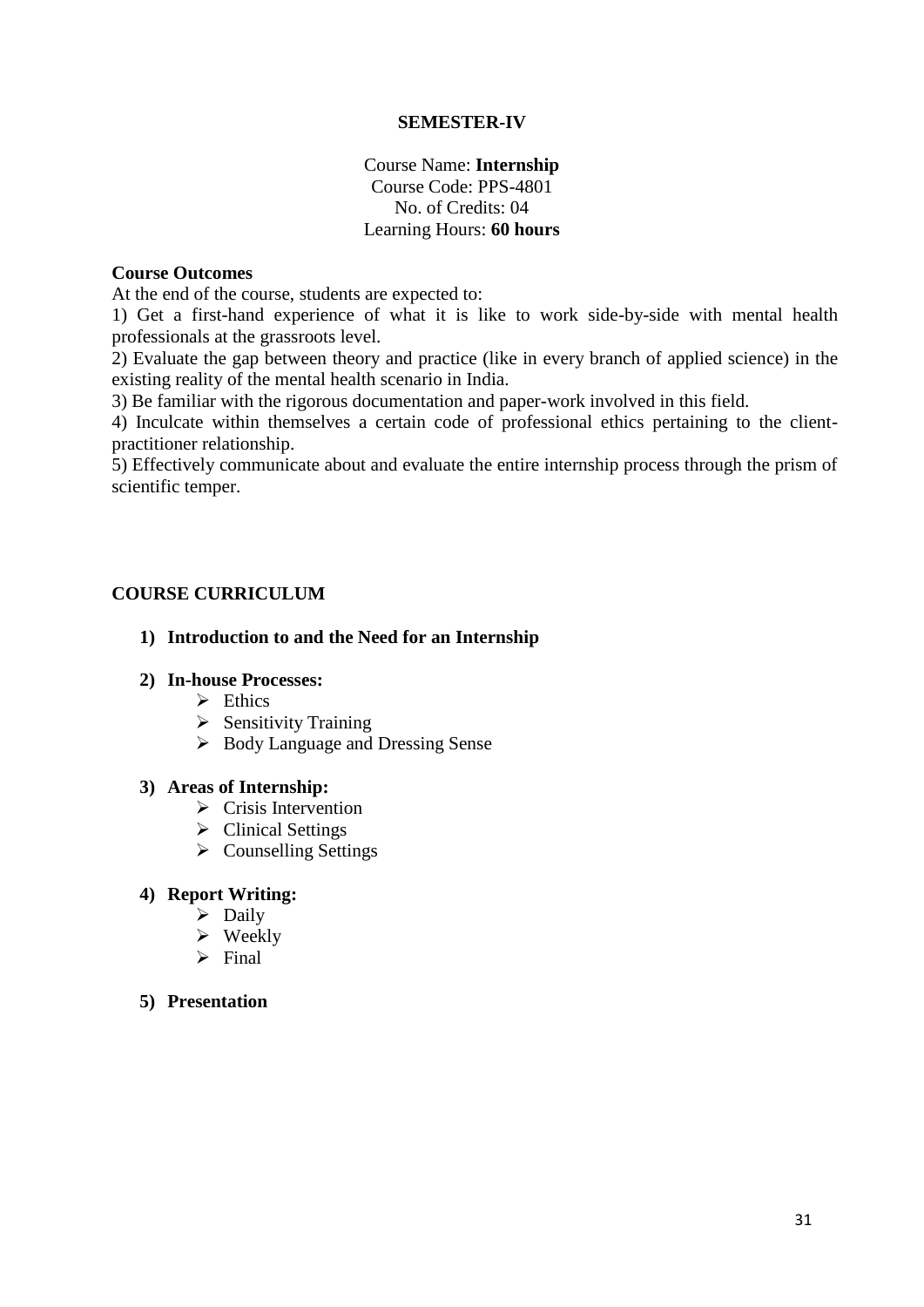## SEMESTER-IV

Course Name: **Internship**
Course Code: PPS-4801
No. of Credits: 04
Learning Hours: **60 hours**

**Course Outcomes**

At the end of the course, students are expected to:

1) Get a first-hand experience of what it is like to work side-by-side with mental health professionals at the grassroots level.
2) Evaluate the gap between theory and practice (like in every branch of applied science) in the existing reality of the mental health scenario in India.
3) Be familiar with the rigorous documentation and paper-work involved in this field.
4) Inculcate within themselves a certain code of professional ethics pertaining to the client-practitioner relationship.
5) Effectively communicate about and evaluate the entire internship process through the prism of scientific temper.

**COURSE CURRICULUM**

1) **Introduction to and the Need for an Internship**

2) **In-house Processes:**
   - Ethics
   - Sensitivity Training
   - Body Language and Dressing Sense

3) **Areas of Internship:**
   - Crisis Intervention
   - Clinical Settings
   - Counselling Settings

4) **Report Writing:**
   - Daily
   - Weekly
   - Final

5) **Presentation**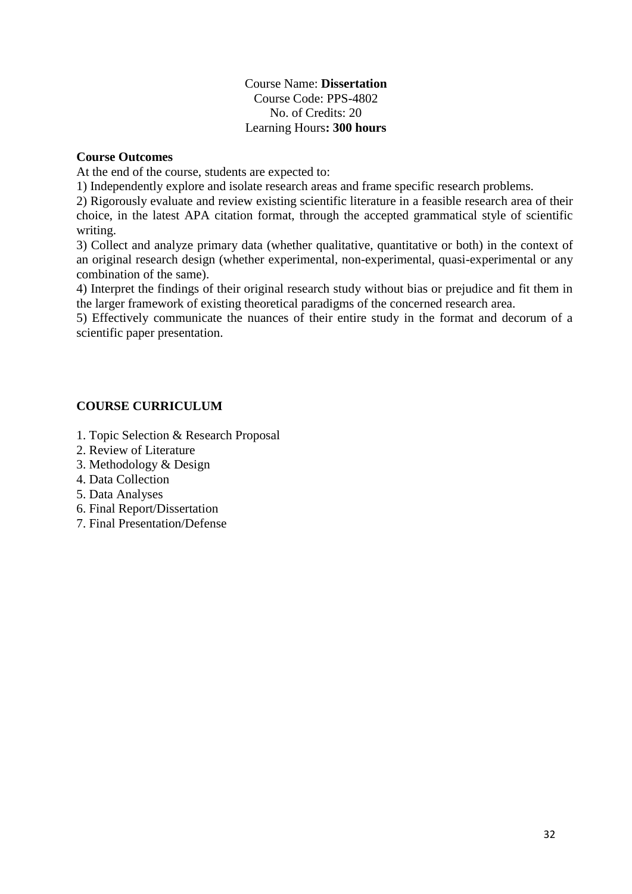Course Name: **Dissertation**
Course Code: PPS-4802
No. of Credits: 20
Learning Hours**: 300 hours**

**Course Outcomes**

At the end of the course, students are expected to:

1) Independently explore and isolate research areas and frame specific research problems.

2) Rigorously evaluate and review existing scientific literature in a feasible research area of their choice, in the latest APA citation format, through the accepted grammatical style of scientific writing.

3) Collect and analyze primary data (whether qualitative, quantitative or both) in the context of an original research design (whether experimental, non-experimental, quasi-experimental or any combination of the same).

4) Interpret the findings of their original research study without bias or prejudice and fit them in the larger framework of existing theoretical paradigms of the concerned research area.

5) Effectively communicate the nuances of their entire study in the format and decorum of a scientific paper presentation.

**COURSE CURRICULUM**

1. Topic Selection & Research Proposal
2. Review of Literature
3. Methodology & Design
4. Data Collection
5. Data Analyses
6. Final Report/Dissertation
7. Final Presentation/Defense